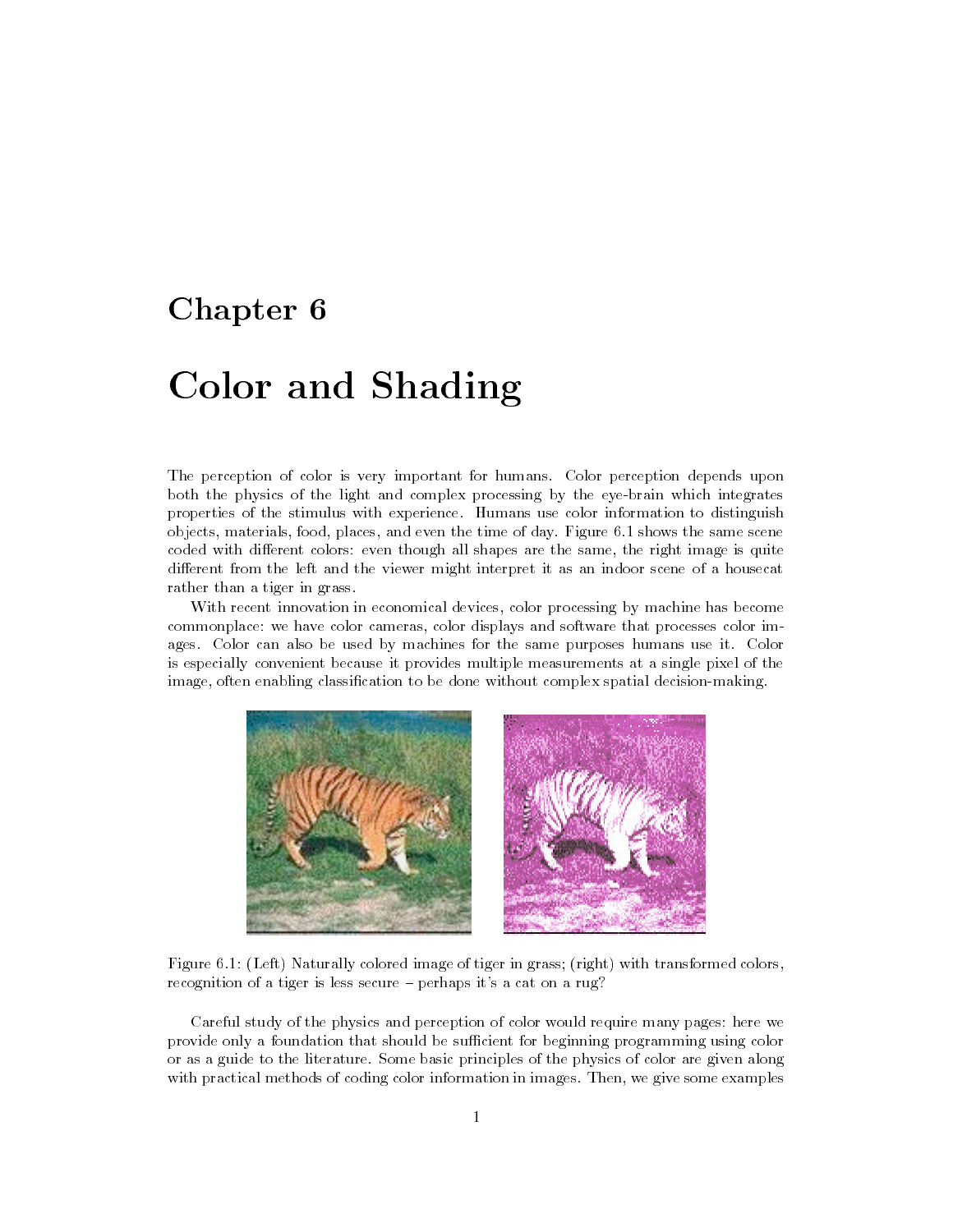# Chapter 6

# Color and Shading

The perception of color is very important for humans. Color perception depends upon both the physics of the light and complex processing by the eye-brain which integrates properties of the stimulus with experience. Humans use color information to distinguish objects, materials, food, places, and even the time of day. Figure 6.1 shows the same scene coded with different colors: even though all shapes are the same, the right image is quite different from the left and the viewer might interpret it as an indoor scene of a housecat rather than a tiger in grass.

With recent innovation in economical devices, color processing by machine has become commonplace: we have color cameras, color displays and software that processes color images. Color can also be used by machines for the same purposes humans use it. Color is especially convenient because it provides multiple measurements at a single pixel of the image, often enabling classification to be done without complex spatial decision-making.

Figure 6.1: (Left) Naturally colored image of tiger in grass; (right) with transformed colors, recognition of a tiger is less secure – perhaps it's a cat on a rug?

Careful study of the physics and perception of color would require many pages: here we provide only a foundation that should be sufficient for beginning programming using color or as a guide to the literature. Some basic principles of the physics of color are given along with practical methods of coding color information in images. Then, we give some examples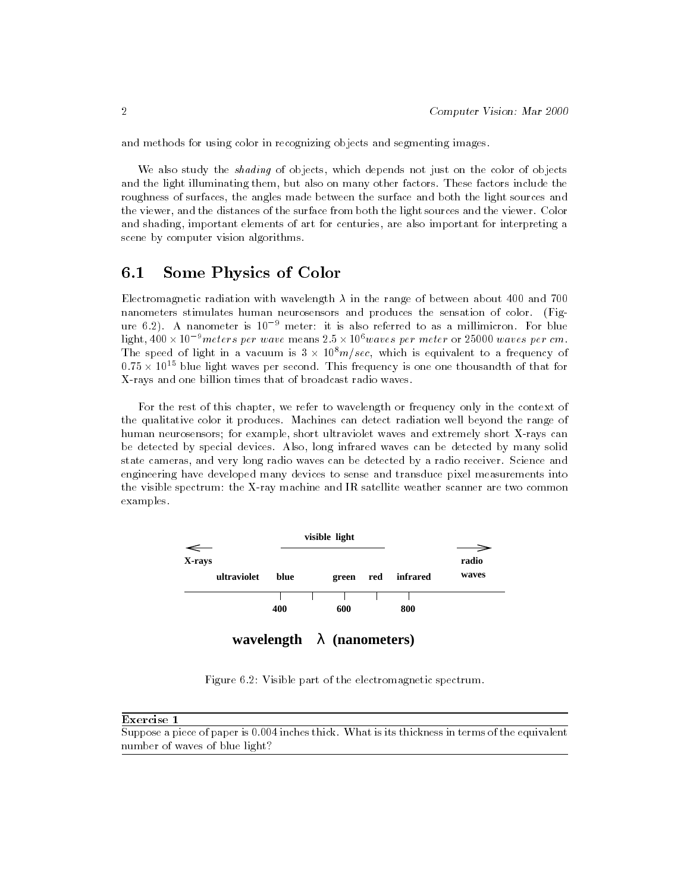and methods for using color in recognizing objects and segmenting images.

We also study the *shading* of objects, which depends not just on the color of objects and the light illuminating them, but also on many other factors. These factors include the roughness of surfaces, the angles made between the surface and both the light sources and the viewer, and the distances of the surface from both the light sources and the viewer. Color and shading, important elements of art for centuries, are also important for interpreting a scene by computer vision algorithms.

## 6.1 Some Physics of Color

Electromagnetic radiation with wavelength $\lambda$ in the range of between about 400 and 700 nanometers stimulates human neurosensors and produces the sensation of color. (Figure 6.2). A nanometer is $10^{-9}$ meter: it is also referred to as a millimicron. For blue light, $400 \times 10^{-9} meters\ per\ wave$ means $2.5 \times 10^{6} waves\ per\ meter$ or $25000\ waves\ per\ cm$. The speed of light in a vacuum is $3 \times 10^{8} m/sec$, which is equivalent to a frequency of $0.75 \times 10^{15}$ blue light waves per second. This frequency is one one thousandth of that for X-rays and one billion times that of broadcast radio waves.

For the rest of this chapter, we refer to wavelength or frequency only in the context of the qualitative color it produces. Machines can detect radiation well beyond the range of human neurosensors; for example, short ultraviolet waves and extremely short X-rays can be detected by special devices. Also, long infrared waves can be detected by many solid state cameras, and very long radio waves can be detected by a radio receiver. Science and engineering have developed many devices to sense and transduce pixel measurements into the visible spectrum: the X-ray machine and IR satellite weather scanner are two common examples.

**visible light**

**X-rays** **ultraviolet** **blue** **green** **red** **infrared** **radio waves**

**400** **600** **800**

**wavelength $\lambda$ (nanometers)**

Figure 6.2: Visible part of the electromagnetic spectrum.

---

**Exercise 1**

Suppose a piece of paper is 0.004 inches thick. What is its thickness in terms of the equivalent number of waves of blue light?

---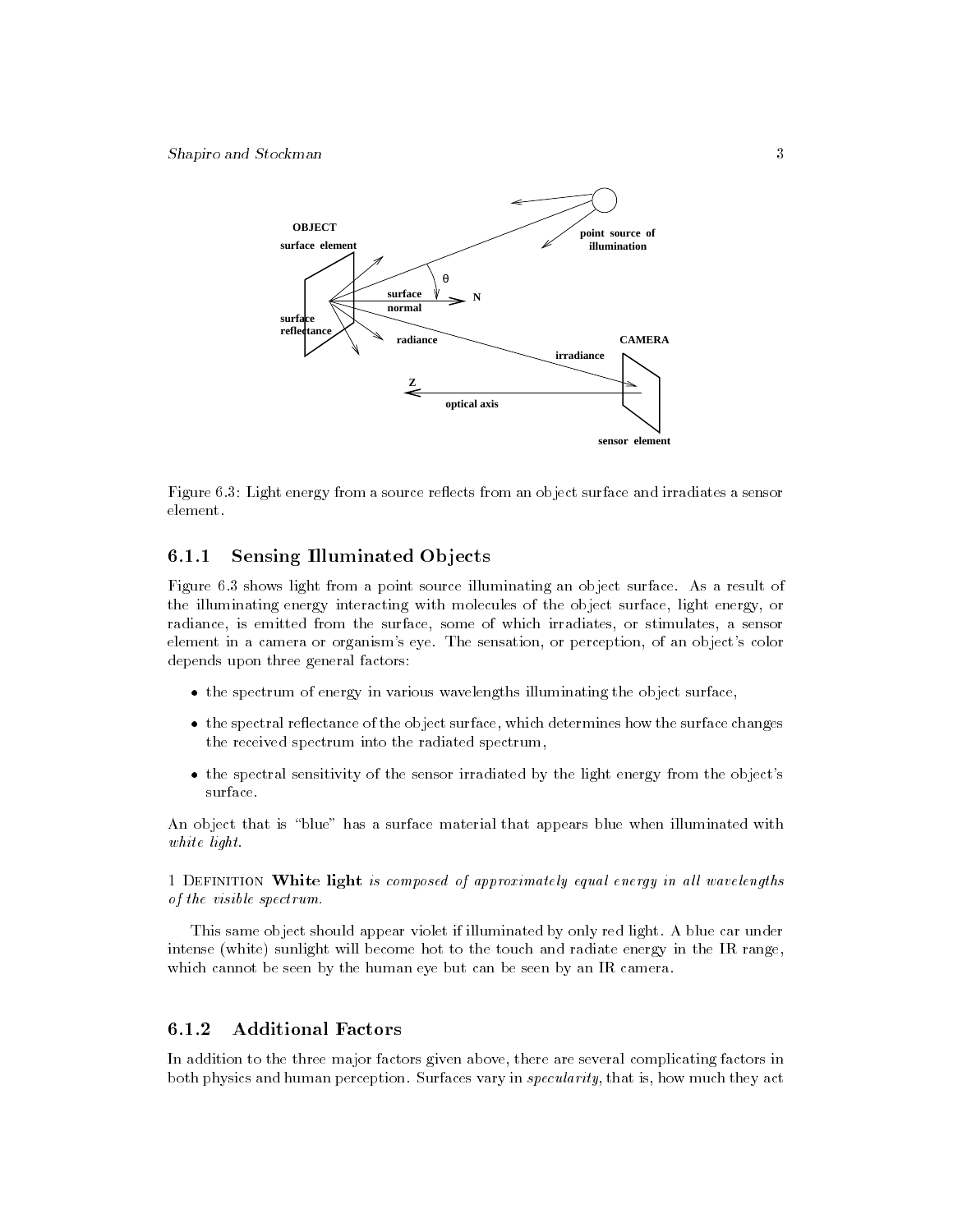Figure 6.3: Light energy from a source reflects from an object surface and irradiates a sensor element.

### 6.1.1 Sensing Illuminated Objects

Figure 6.3 shows light from a point source illuminating an object surface. As a result of the illuminating energy interacting with molecules of the object surface, light energy, or radiance, is emitted from the surface, some of which irradiates, or stimulates, a sensor element in a camera or organism's eye. The sensation, or perception, of an object's color depends upon three general factors:

- the spectrum of energy in various wavelengths illuminating the object surface,
- the spectral reflectance of the object surface, which determines how the surface changes the received spectrum into the radiated spectrum,
- the spectral sensitivity of the sensor irradiated by the light energy from the object's surface.

An object that is "blue" has a surface material that appears blue when illuminated with *white light*.

1 Definition **White light** *is composed of approximately equal energy in all wavelengths of the visible spectrum.*

This same object should appear violet if illuminated by only red light. A blue car under intense (white) sunlight will become hot to the touch and radiate energy in the IR range, which cannot be seen by the human eye but can be seen by an IR camera.

### 6.1.2 Additional Factors

In addition to the three major factors given above, there are several complicating factors in both physics and human perception. Surfaces vary in *specularity*, that is, how much they act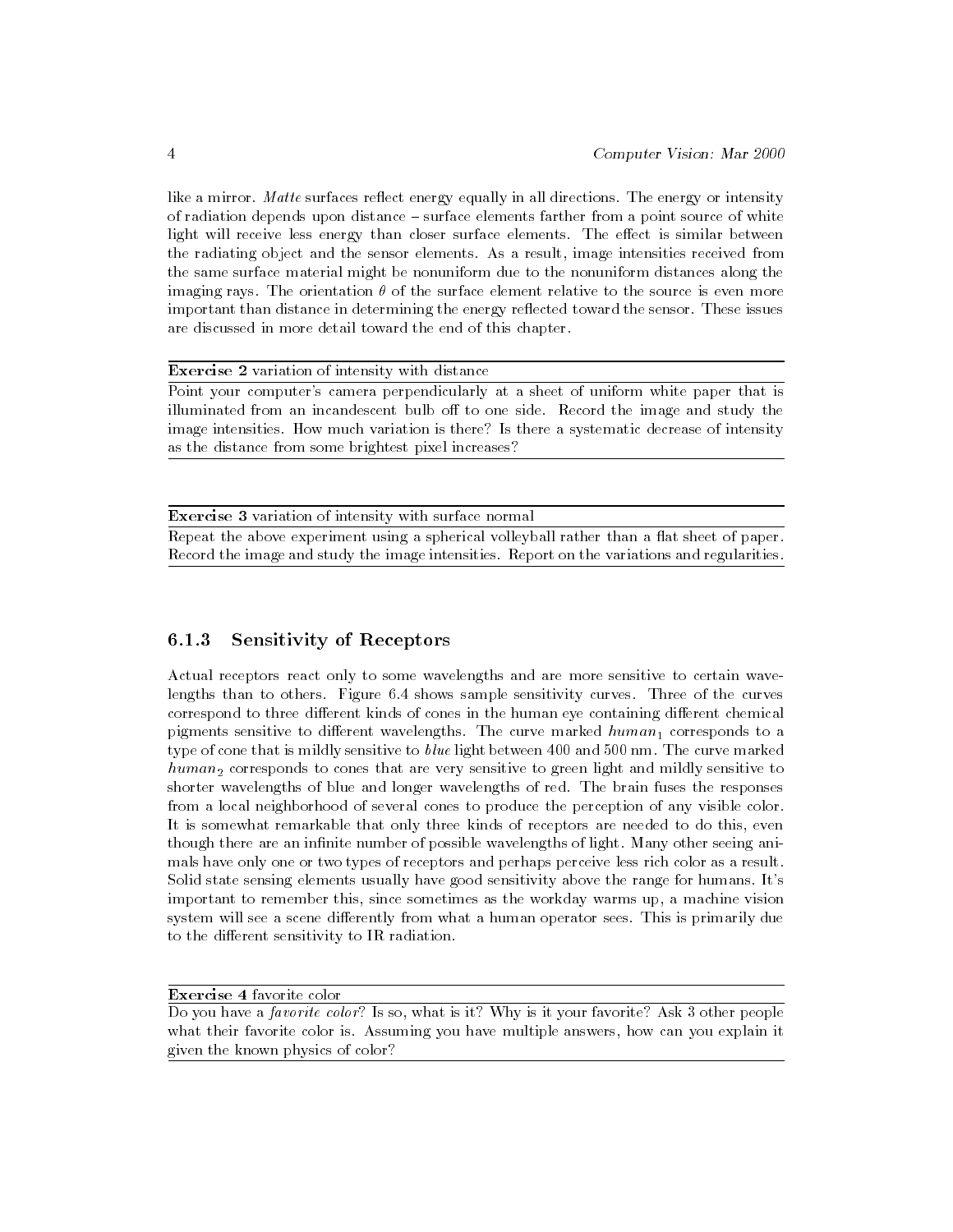like a mirror. *Matte* surfaces reflect energy equally in all directions. The energy or intensity of radiation depends upon distance – surface elements farther from a point source of white light will receive less energy than closer surface elements. The effect is similar between the radiating object and the sensor elements. As a result, image intensities received from the same surface material might be nonuniform due to the nonuniform distances along the imaging rays. The orientation $\theta$ of the surface element relative to the source is even more important than distance in determining the energy reflected toward the sensor. These issues are discussed in more detail toward the end of this chapter.

**Exercise 2** variation of intensity with distance

Point your computer's camera perpendicularly at a sheet of uniform white paper that is illuminated from an incandescent bulb off to one side. Record the image and study the image intensities. How much variation is there? Is there a systematic decrease of intensity as the distance from some brightest pixel increases?

**Exercise 3** variation of intensity with surface normal

Repeat the above experiment using a spherical volleyball rather than a flat sheet of paper. Record the image and study the image intensities. Report on the variations and regularities.

### 6.1.3 Sensitivity of Receptors

Actual receptors react only to some wavelengths and are more sensitive to certain wavelengths than to others. Figure 6.4 shows sample sensitivity curves. Three of the curves correspond to three different kinds of cones in the human eye containing different chemical pigments sensitive to different wavelengths. The curve marked $human_1$ corresponds to a type of cone that is mildly sensitive to *blue* light between 400 and 500 nm. The curve marked $human_2$ corresponds to cones that are very sensitive to green light and mildly sensitive to shorter wavelengths of blue and longer wavelengths of red. The brain fuses the responses from a local neighborhood of several cones to produce the perception of any visible color. It is somewhat remarkable that only three kinds of receptors are needed to do this, even though there are an infinite number of possible wavelengths of light. Many other seeing animals have only one or two types of receptors and perhaps perceive less rich color as a result. Solid state sensing elements usually have good sensitivity above the range for humans. It's important to remember this, since sometimes as the workday warms up, a machine vision system will see a scene differently from what a human operator sees. This is primarily due to the different sensitivity to IR radiation.

**Exercise 4** favorite color

Do you have a *favorite color*? Is so, what is it? Why is it your favorite? Ask 3 other people what their favorite color is. Assuming you have multiple answers, how can you explain it given the known physics of color?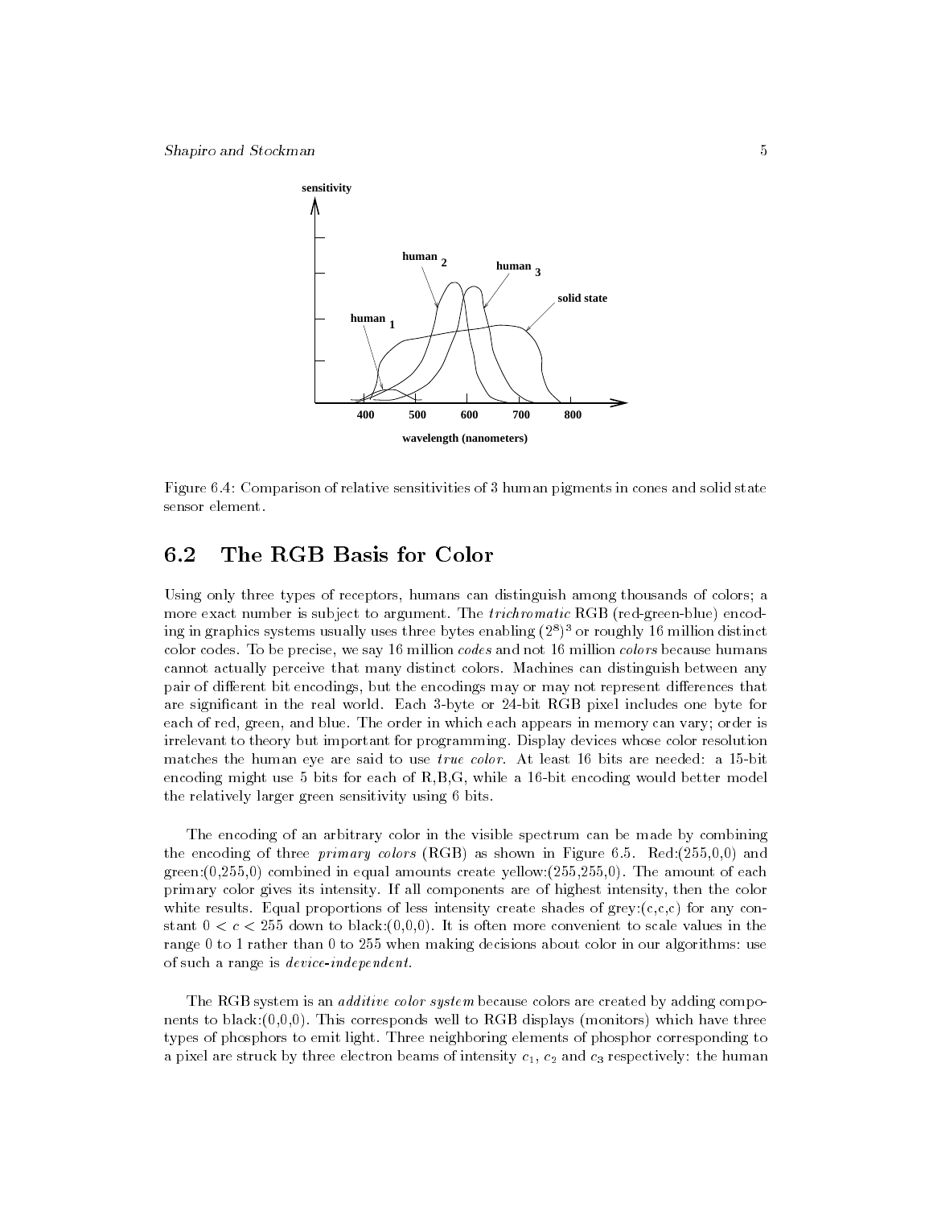Figure 6.4: Comparison of relative sensitivities of 3 human pigments in cones and solid state sensor element.

## 6.2 The RGB Basis for Color

Using only three types of receptors, humans can distinguish among thousands of colors; a more exact number is subject to argument. The *trichromatic* RGB (red-green-blue) encoding in graphics systems usually uses three bytes enabling $(2^8)^3$ or roughly 16 million distinct color codes. To be precise, we say 16 million *codes* and not 16 million *colors* because humans cannot actually perceive that many distinct colors. Machines can distinguish between any pair of different bit encodings, but the encodings may or may not represent differences that are significant in the real world. Each 3-byte or 24-bit RGB pixel includes one byte for each of red, green, and blue. The order in which each appears in memory can vary; order is irrelevant to theory but important for programming. Display devices whose color resolution matches the human eye are said to use *true color*. At least 16 bits are needed: a 15-bit encoding might use 5 bits for each of R,B,G, while a 16-bit encoding would better model the relatively larger green sensitivity using 6 bits.

The encoding of an arbitrary color in the visible spectrum can be made by combining the encoding of three *primary colors* (RGB) as shown in Figure 6.5. Red:(255,0,0) and green:(0,255,0) combined in equal amounts create yellow:(255,255,0). The amount of each primary color gives its intensity. If all components are of highest intensity, then the color white results. Equal proportions of less intensity create shades of grey:(c,c,c) for any constant $0 < c < 255$ down to black:(0,0,0). It is often more convenient to scale values in the range 0 to 1 rather than 0 to 255 when making decisions about color in our algorithms: use of such a range is *device-independent*.

The RGB system is an *additive color system* because colors are created by adding components to black:(0,0,0). This corresponds well to RGB displays (monitors) which have three types of phosphors to emit light. Three neighboring elements of phosphor corresponding to a pixel are struck by three electron beams of intensity $c_1$, $c_2$ and $c_3$ respectively: the human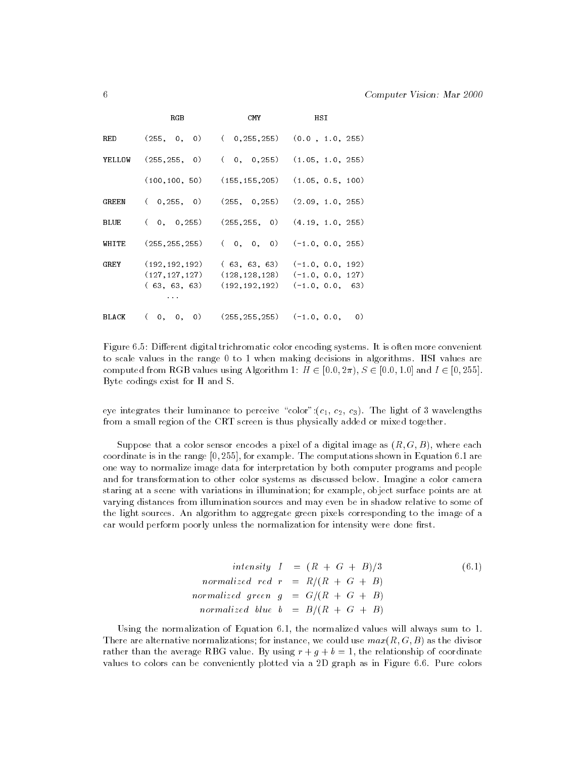| | RGB | CMY | HSI |
|---|---|---|---|
| RED | (255, 0, 0) | ( 0,255,255) | (0.0 , 1.0, 255) |
| YELLOW | (255,255, 0) | ( 0, 0,255) | (1.05, 1.0, 255) |
| | (100,100, 50) | (155,155,205) | (1.05, 0.5, 100) |
| GREEN | ( 0,255, 0) | (255, 0,255) | (2.09, 1.0, 255) |
| BLUE | ( 0, 0,255) | (255,255, 0) | (4.19, 1.0, 255) |
| WHITE | (255,255,255) | ( 0, 0, 0) | (-1.0, 0.0, 255) |
| GREY | (192,192,192) | ( 63, 63, 63) | (-1.0, 0.0, 192) |
| | (127,127,127) | (128,128,128) | (-1.0, 0.0, 127) |
| | ( 63, 63, 63) | (192,192,192) | (-1.0, 0.0, 63) |
| | ... | | |
| BLACK | ( 0, 0, 0) | (255,255,255) | (-1.0, 0.0, 0) |

Figure 6.5: Different digital trichromatic color encoding systems. It is often more convenient to scale values in the range 0 to 1 when making decisions in algorithms. HSI values are computed from RGB values using Algorithm 1: $H \in [0.0, 2\pi)$, $S \in [0.0, 1.0]$ and $I \in [0, 255]$. Byte codings exist for H and S.

eye integrates their luminance to perceive "color":($c_1$, $c_2$, $c_3$). The light of 3 wavelengths from a small region of the CRT screen is thus physically added or mixed together.

Suppose that a color sensor encodes a pixel of a digital image as $(R, G, B)$, where each coordinate is in the range $[0, 255]$, for example. The computations shown in Equation 6.1 are one way to normalize image data for interpretation by both computer programs and people and for transformation to other color systems as discussed below. Imagine a color camera staring at a scene with variations in illumination; for example, object surface points are at varying distances from illumination sources and may even be in shadow relative to some of the light sources. An algorithm to aggregate green pixels corresponding to the image of a car would perform poorly unless the normalization for intensity were done first.

$$
\begin{aligned}
intensity\ I &= (R + G + B)/3 \qquad (6.1)\\
normalized\ red\ r &= R/(R + G + B)\\
normalized\ green\ g &= G/(R + G + B)\\
normalized\ blue\ b &= B/(R + G + B)
\end{aligned}
$$

Using the normalization of Equation 6.1, the normalized values will always sum to 1. There are alternative normalizations; for instance, we could use $max(R, G, B)$ as the divisor rather than the average RBG value. By using $r + g + b = 1$, the relationship of coordinate values to colors can be conveniently plotted via a 2D graph as in Figure 6.6. Pure colors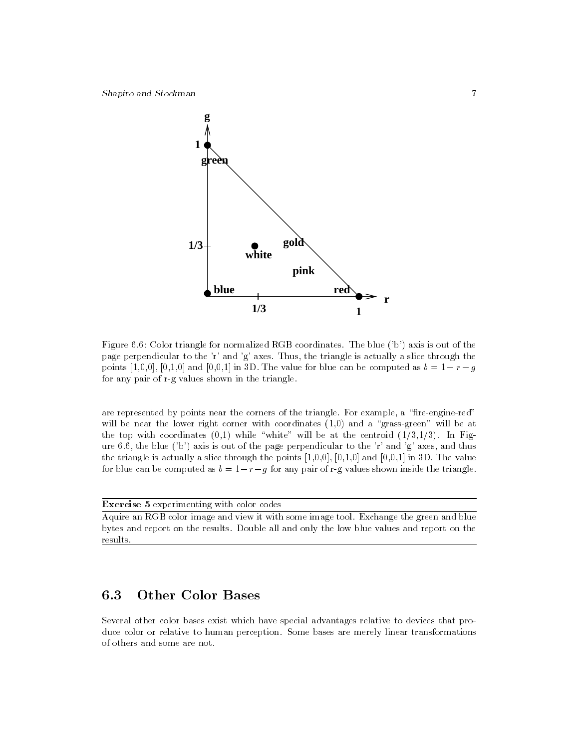Figure 6.6: Color triangle for normalized RGB coordinates. The blue ('b') axis is out of the page perpendicular to the 'r' and 'g' axes. Thus, the triangle is actually a slice through the points [1,0,0], [0,1,0] and [0,0,1] in 3D. The value for blue can be computed as $b = 1 - r - g$ for any pair of r-g values shown in the triangle.

are represented by points near the corners of the triangle. For example, a "fire-engine-red" will be near the lower right corner with coordinates (1,0) and a "grass-green" will be at the top with coordinates (0,1) while "white" will be at the centroid (1/3,1/3). In Figure 6.6, the blue ('b') axis is out of the page perpendicular to the 'r' and 'g' axes, and thus the triangle is actually a slice through the points [1,0,0], [0,1,0] and [0,0,1] in 3D. The value for blue can be computed as $b = 1 - r - g$ for any pair of r-g values shown inside the triangle.

---

**Exercise 5** experimenting with color codes

Aquire an RGB color image and view it with some image tool. Exchange the green and blue bytes and report on the results. Double all and only the low blue values and report on the results.

---

## 6.3 Other Color Bases

Several other color bases exist which have special advantages relative to devices that produce color or relative to human perception. Some bases are merely linear transformations of others and some are not.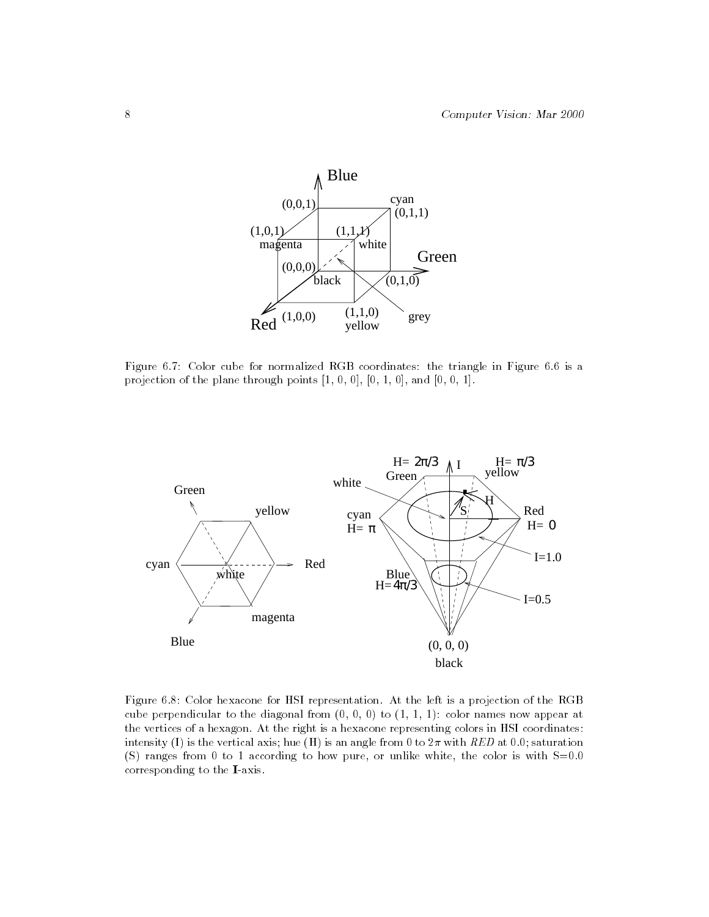Figure 6.7: Color cube for normalized RGB coordinates: the triangle in Figure 6.6 is a projection of the plane through points [1, 0, 0], [0, 1, 0], and [0, 0, 1].

Figure 6.8: Color hexacone for HSI representation. At the left is a projection of the RGB cube perpendicular to the diagonal from (0, 0, 0) to (1, 1, 1): color names now appear at the vertices of a hexagon. At the right is a hexacone representing colors in HSI coordinates: intensity (I) is the vertical axis; hue (H) is an angle from 0 to $2\pi$ with *RED* at 0.0; saturation (S) ranges from 0 to 1 according to how pure, or unlike white, the color is with S=0.0 corresponding to the **I**-axis.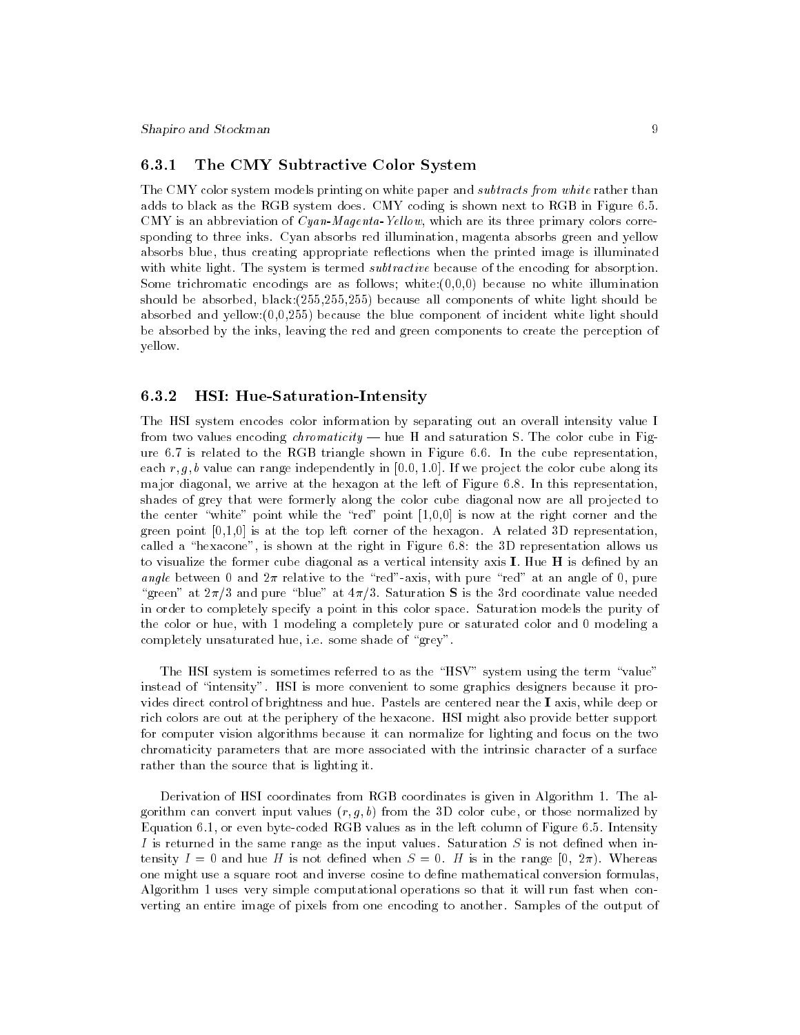### 6.3.1 The CMY Subtractive Color System

The CMY color system models printing on white paper and *subtracts from white* rather than adds to black as the RGB system does. CMY coding is shown next to RGB in Figure 6.5. CMY is an abbreviation of *Cyan-Magenta-Yellow*, which are its three primary colors corresponding to three inks. Cyan absorbs red illumination, magenta absorbs green and yellow absorbs blue, thus creating appropriate reflections when the printed image is illuminated with white light. The system is termed *subtractive* because of the encoding for absorption. Some trichromatic encodings are as follows; white:(0,0,0) because no white illumination should be absorbed, black:(255,255,255) because all components of white light should be absorbed and yellow:(0,0,255) because the blue component of incident white light should be absorbed by the inks, leaving the red and green components to create the perception of yellow.

### 6.3.2 HSI: Hue-Saturation-Intensity

The HSI system encodes color information by separating out an overall intensity value I from two values encoding *chromaticity* — hue H and saturation S. The color cube in Figure 6.7 is related to the RGB triangle shown in Figure 6.6. In the cube representation, each $r, g, b$ value can range independently in $[0.0, 1.0]$. If we project the color cube along its major diagonal, we arrive at the hexagon at the left of Figure 6.8. In this representation, shades of grey that were formerly along the color cube diagonal now are all projected to the center "white" point while the "red" point [1,0,0] is now at the right corner and the green point [0,1,0] is at the top left corner of the hexagon. A related 3D representation, called a "hexacone", is shown at the right in Figure 6.8: the 3D representation allows us to visualize the former cube diagonal as a vertical intensity axis **I**. Hue **H** is defined by an *angle* between 0 and $2\pi$ relative to the "red"-axis, with pure "red" at an angle of 0, pure "green" at $2\pi/3$ and pure "blue" at $4\pi/3$. Saturation **S** is the 3rd coordinate value needed in order to completely specify a point in this color space. Saturation models the purity of the color or hue, with 1 modeling a completely pure or saturated color and 0 modeling a completely unsaturated hue, i.e. some shade of "grey".

The HSI system is sometimes referred to as the "HSV" system using the term "value" instead of "intensity". HSI is more convenient to some graphics designers because it provides direct control of brightness and hue. Pastels are centered near the **I** axis, while deep or rich colors are out at the periphery of the hexacone. HSI might also provide better support for computer vision algorithms because it can normalize for lighting and focus on the two chromaticity parameters that are more associated with the intrinsic character of a surface rather than the source that is lighting it.

Derivation of HSI coordinates from RGB coordinates is given in Algorithm 1. The algorithm can convert input values $(r, g, b)$ from the 3D color cube, or those normalized by Equation 6.1, or even byte-coded RGB values as in the left column of Figure 6.5. Intensity $I$ is returned in the same range as the input values. Saturation $S$ is not defined when intensity $I = 0$ and hue $H$ is not defined when $S = 0$. $H$ is in the range $[0,\ 2\pi)$. Whereas one might use a square root and inverse cosine to define mathematical conversion formulas, Algorithm 1 uses very simple computational operations so that it will run fast when converting an entire image of pixels from one encoding to another. Samples of the output of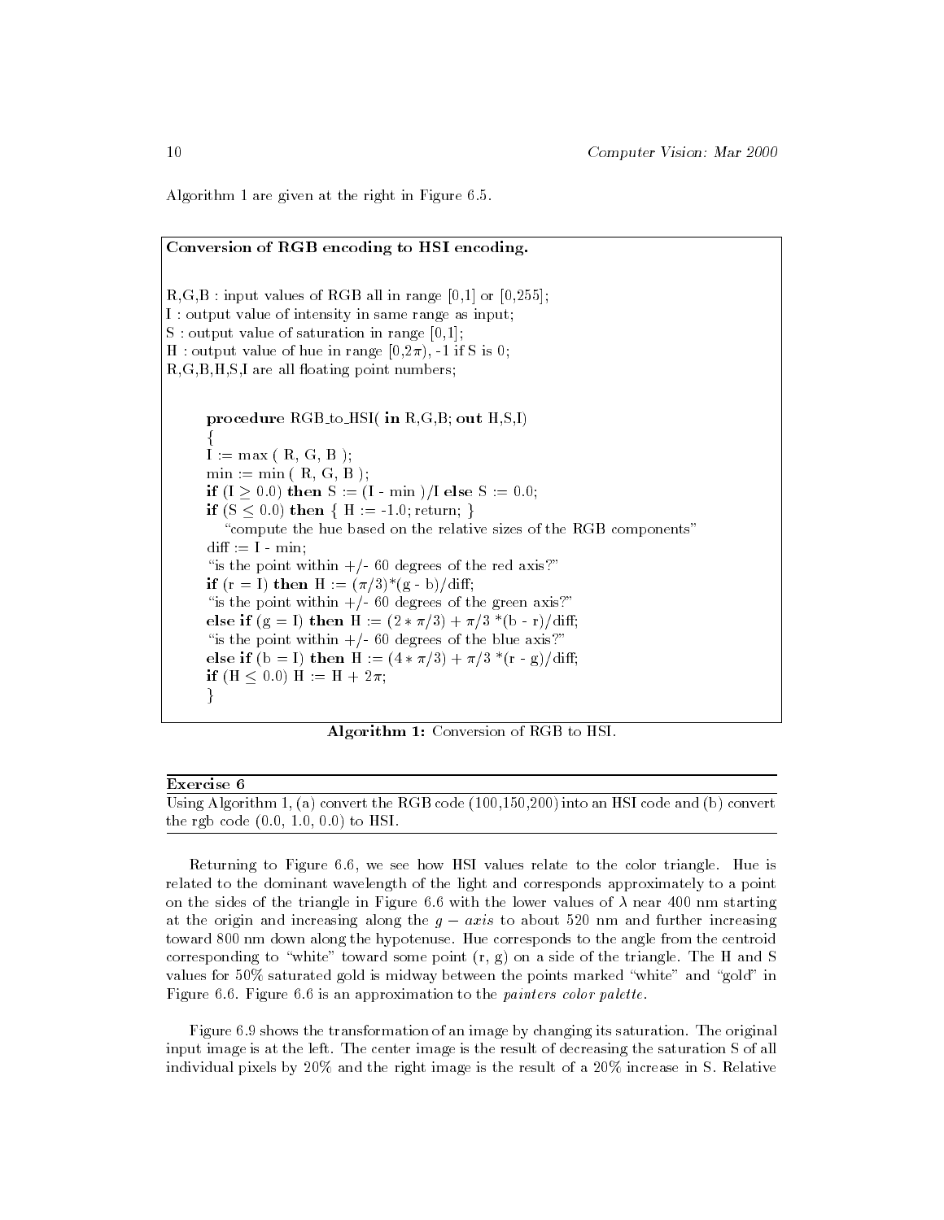Algorithm 1 are given at the right in Figure 6.5.

**Conversion of RGB encoding to HSI encoding.**

R,G,B : input values of RGB all in range [0,1] or [0,255];
I : output value of intensity in same range as input;
S : output value of saturation in range [0,1];
H : output value of hue in range [0,2π), -1 if S is 0;
R,G,B,H,S,I are all floating point numbers;

```
procedure RGB_to_HSI( in R,G,B; out H,S,I)
{
I := max ( R, G, B );
min := min ( R, G, B );
if (I ≥ 0.0) then S := (I - min )/I else S := 0.0;
if (S ≤ 0.0) then { H := -1.0; return; }
   "compute the hue based on the relative sizes of the RGB components"
diff := I - min;
"is the point within +/- 60 degrees of the red axis?"
if (r = I) then H := (π/3)*(g - b)/diff;
"is the point within +/- 60 degrees of the green axis?"
else if (g = I) then H := (2 * π/3) + π/3 *(b - r)/diff;
"is the point within +/- 60 degrees of the blue axis?"
else if (b = I) then H := (4 * π/3) + π/3 *(r - g)/diff;
if (H ≤ 0.0) H := H + 2π;
}
```

**Algorithm 1:** Conversion of RGB to HSI.

**Exercise 6**

Using Algorithm 1, (a) convert the RGB code (100,150,200) into an HSI code and (b) convert the rgb code (0.0, 1.0, 0.0) to HSI.

Returning to Figure 6.6, we see how HSI values relate to the color triangle. Hue is related to the dominant wavelength of the light and corresponds approximately to a point on the sides of the triangle in Figure 6.6 with the lower values of $\lambda$ near 400 nm starting at the origin and increasing along the $g - axis$ to about 520 nm and further increasing toward 800 nm down along the hypotenuse. Hue corresponds to the angle from the centroid corresponding to "white" toward some point (r, g) on a side of the triangle. The H and S values for 50% saturated gold is midway between the points marked "white" and "gold" in Figure 6.6. Figure 6.6 is an approximation to the *painters color palette*.

Figure 6.9 shows the transformation of an image by changing its saturation. The original input image is at the left. The center image is the result of decreasing the saturation S of all individual pixels by 20% and the right image is the result of a 20% increase in S. Relative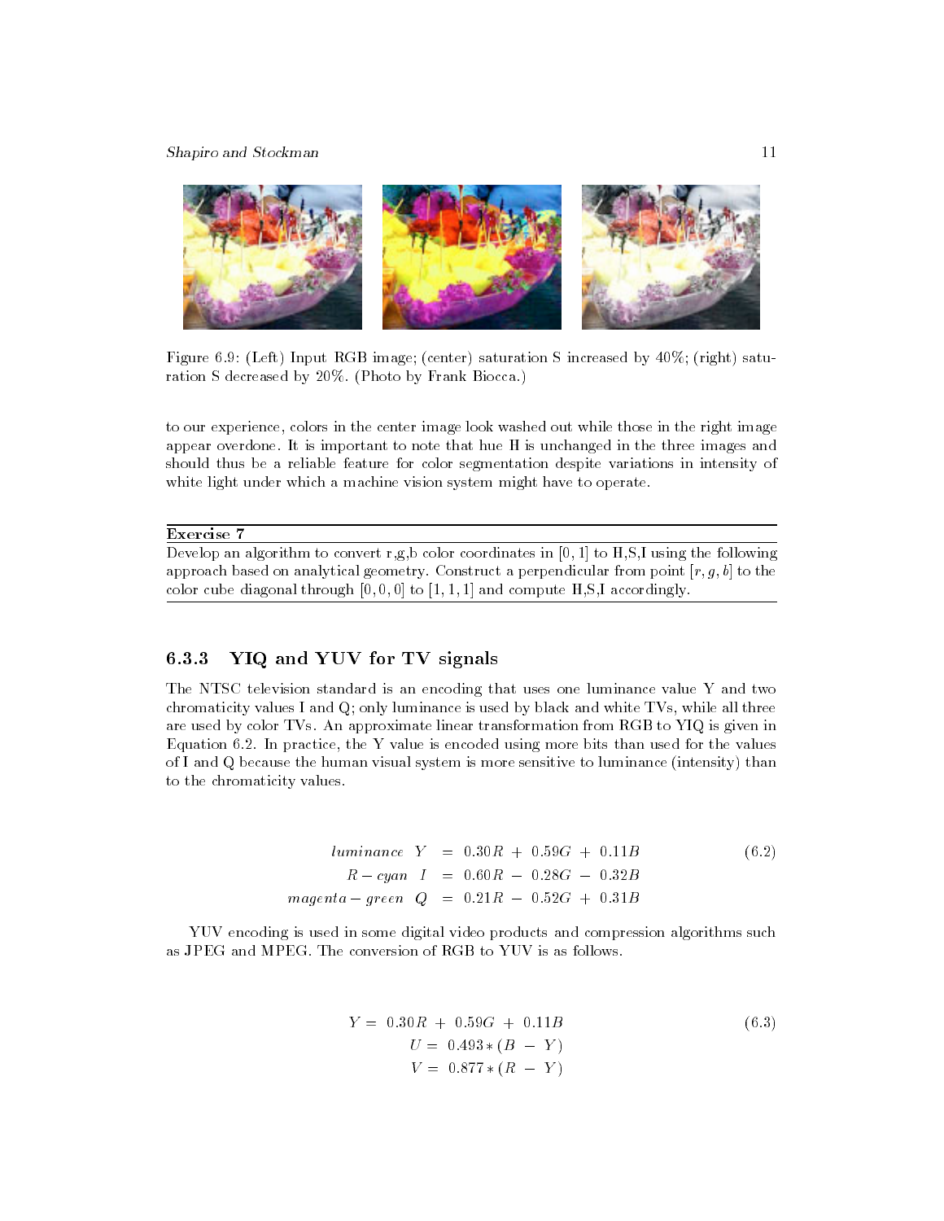Figure 6.9: (Left) Input RGB image; (center) saturation S increased by 40%; (right) saturation S decreased by 20%. (Photo by Frank Biocca.)

to our experience, colors in the center image look washed out while those in the right image appear overdone. It is important to note that hue H is unchanged in the three images and should thus be a reliable feature for color segmentation despite variations in intensity of white light under which a machine vision system might have to operate.

---

**Exercise 7**

Develop an algorithm to convert r,g,b color coordinates in $[0, 1]$ to H,S,I using the following approach based on analytical geometry. Construct a perpendicular from point $[r, g, b]$ to the color cube diagonal through $[0, 0, 0]$ to $[1, 1, 1]$ and compute H,S,I accordingly.

---

### 6.3.3 YIQ and YUV for TV signals

The NTSC television standard is an encoding that uses one luminance value Y and two chromaticity values I and Q; only luminance is used by black and white TVs, while all three are used by color TVs. An approximate linear transformation from RGB to YIQ is given in Equation 6.2. In practice, the Y value is encoded using more bits than used for the values of I and Q because the human visual system is more sensitive to luminance (intensity) than to the chromaticity values.

$$
\begin{aligned}
luminance \;\; Y &= 0.30R \; + \; 0.59G \; + \; 0.11B \\
R - cyan \;\; I &= 0.60R \; - \; 0.28G \; - \; 0.32B \\
magenta - green \;\; Q &= 0.21R \; - \; 0.52G \; + \; 0.31B
\end{aligned}
\tag{6.2}
$$

YUV encoding is used in some digital video products and compression algorithms such as JPEG and MPEG. The conversion of RGB to YUV is as follows.

$$
\begin{aligned}
Y &= 0.30R \; + \; 0.59G \; + \; 0.11B \\
U &= 0.493 * (B \; - \; Y) \\
V &= 0.877 * (R \; - \; Y)
\end{aligned}
\tag{6.3}
$$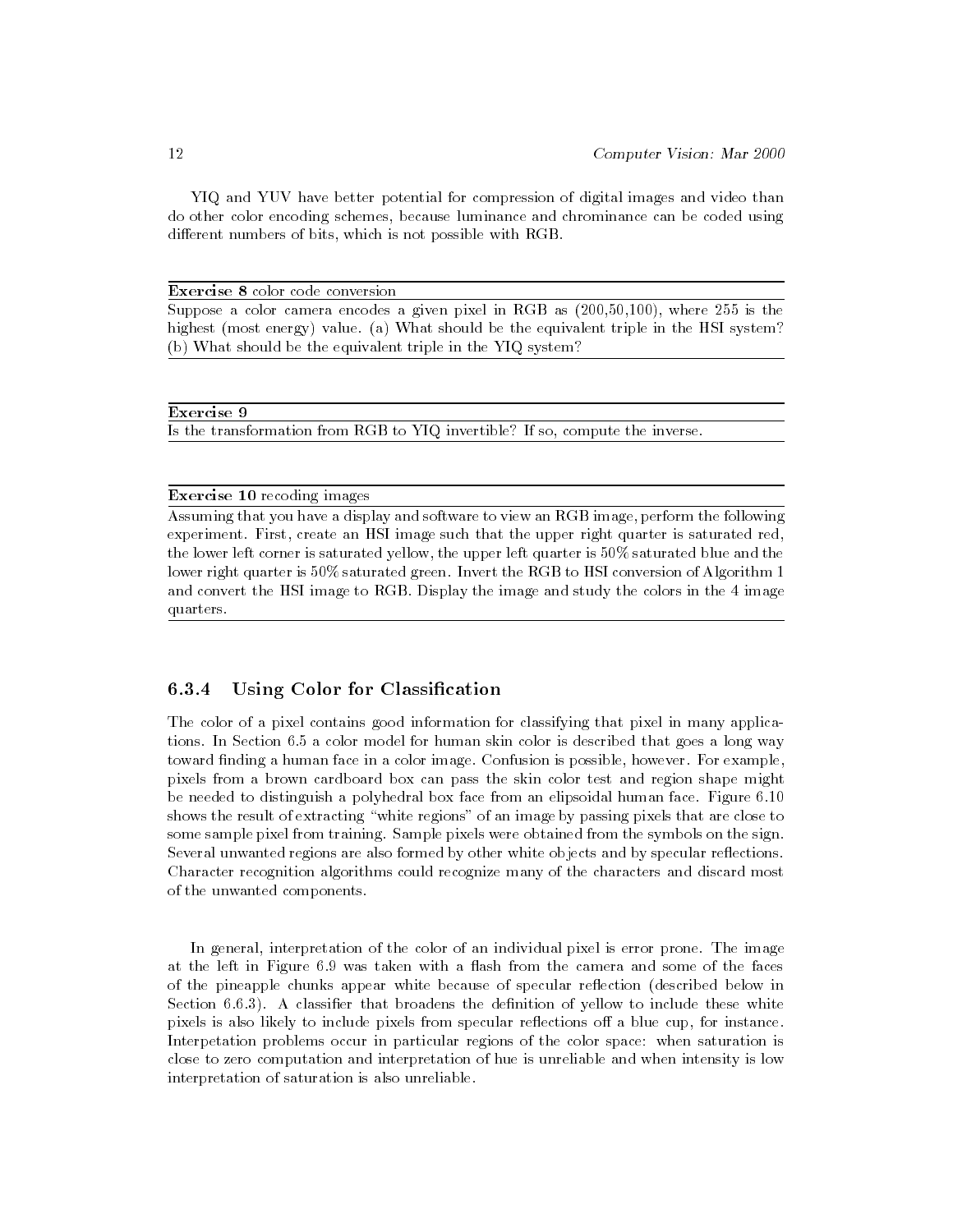YIQ and YUV have better potential for compression of digital images and video than do other color encoding schemes, because luminance and chrominance can be coded using different numbers of bits, which is not possible with RGB.

---

**Exercise 8** color code conversion

Suppose a color camera encodes a given pixel in RGB as (200,50,100), where 255 is the highest (most energy) value. (a) What should be the equivalent triple in the HSI system? (b) What should be the equivalent triple in the YIQ system?

---

**Exercise 9**

Is the transformation from RGB to YIQ invertible? If so, compute the inverse.

---

**Exercise 10** recoding images

Assuming that you have a display and software to view an RGB image, perform the following experiment. First, create an HSI image such that the upper right quarter is saturated red, the lower left corner is saturated yellow, the upper left quarter is 50% saturated blue and the lower right quarter is 50% saturated green. Invert the RGB to HSI conversion of Algorithm 1 and convert the HSI image to RGB. Display the image and study the colors in the 4 image quarters.

---

### 6.3.4 Using Color for Classification

The color of a pixel contains good information for classifying that pixel in many applications. In Section 6.5 a color model for human skin color is described that goes a long way toward finding a human face in a color image. Confusion is possible, however. For example, pixels from a brown cardboard box can pass the skin color test and region shape might be needed to distinguish a polyhedral box face from an elipsoidal human face. Figure 6.10 shows the result of extracting "white regions" of an image by passing pixels that are close to some sample pixel from training. Sample pixels were obtained from the symbols on the sign. Several unwanted regions are also formed by other white objects and by specular reflections. Character recognition algorithms could recognize many of the characters and discard most of the unwanted components.

In general, interpretation of the color of an individual pixel is error prone. The image at the left in Figure 6.9 was taken with a flash from the camera and some of the faces of the pineapple chunks appear white because of specular reflection (described below in Section 6.6.3). A classifier that broadens the definition of yellow to include these white pixels is also likely to include pixels from specular reflections off a blue cup, for instance. Interpetation problems occur in particular regions of the color space: when saturation is close to zero computation and interpretation of hue is unreliable and when intensity is low interpretation of saturation is also unreliable.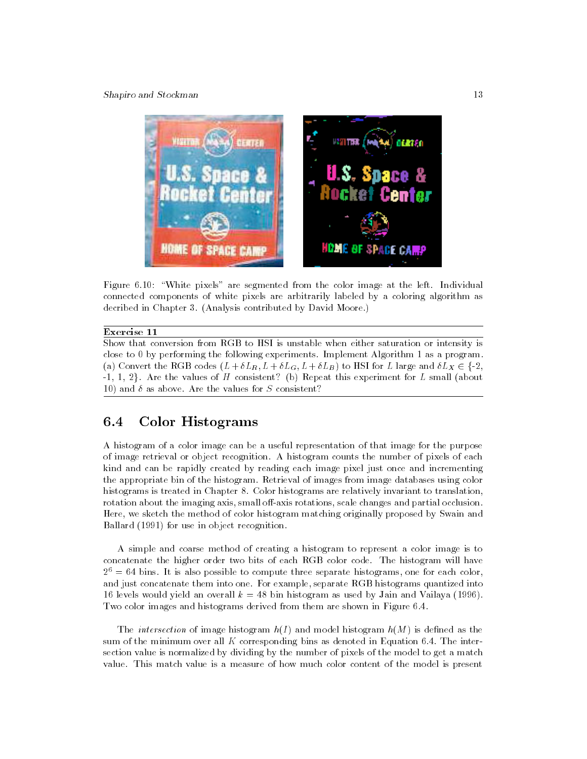Figure 6.10: "White pixels" are segmented from the color image at the left. Individual connected components of white pixels are arbitrarily labeled by a coloring algorithm as decribed in Chapter 3. (Analysis contributed by David Moore.)

---

**Exercise 11**

Show that conversion from RGB to HSI is unstable when either saturation or intensity is close to 0 by performing the following experiments. Implement Algorithm 1 as a program. (a) Convert the RGB codes $(L + \delta L_R, L + \delta L_G, L + \delta L_B)$ to HSI for $L$ large and $\delta L_X \in$ {-2, -1, 1, 2}. Are the values of $H$ consistent? (b) Repeat this experiment for $L$ small (about 10) and $\delta$ as above. Are the values for $S$ consistent?

---

## 6.4 Color Histograms

A histogram of a color image can be a useful representation of that image for the purpose of image retrieval or object recognition. A histogram counts the number of pixels of each kind and can be rapidly created by reading each image pixel just once and incrementing the appropriate bin of the histogram. Retrieval of images from image databases using color histograms is treated in Chapter 8. Color histograms are relatively invariant to translation, rotation about the imaging axis, small off-axis rotations, scale changes and partial occlusion. Here, we sketch the method of color histogram matching originally proposed by Swain and Ballard (1991) for use in object recognition.

A simple and coarse method of creating a histogram to represent a color image is to concatenate the higher order two bits of each RGB color code. The histogram will have $2^6 = 64$ bins. It is also possible to compute three separate histograms, one for each color, and just concatenate them into one. For example, separate RGB histograms quantized into 16 levels would yield an overall $k = 48$ bin histogram as used by Jain and Vailaya (1996). Two color images and histograms derived from them are shown in Figure 6.4.

The *intersection* of image histogram $h(I)$ and model histogram $h(M)$ is defined as the sum of the minimum over all $K$ corresponding bins as denoted in Equation 6.4. The intersection value is normalized by dividing by the number of pixels of the model to get a match value. This match value is a measure of how much color content of the model is present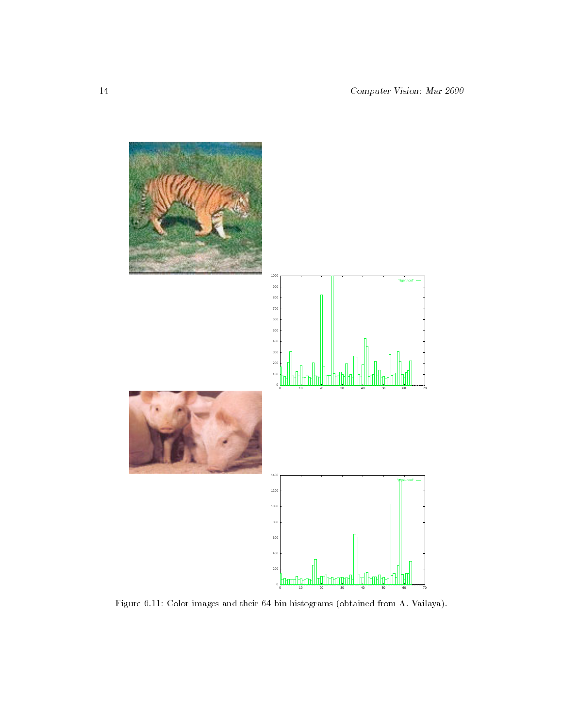Figure 6.11: Color images and their 64-bin histograms (obtained from A. Vailaya).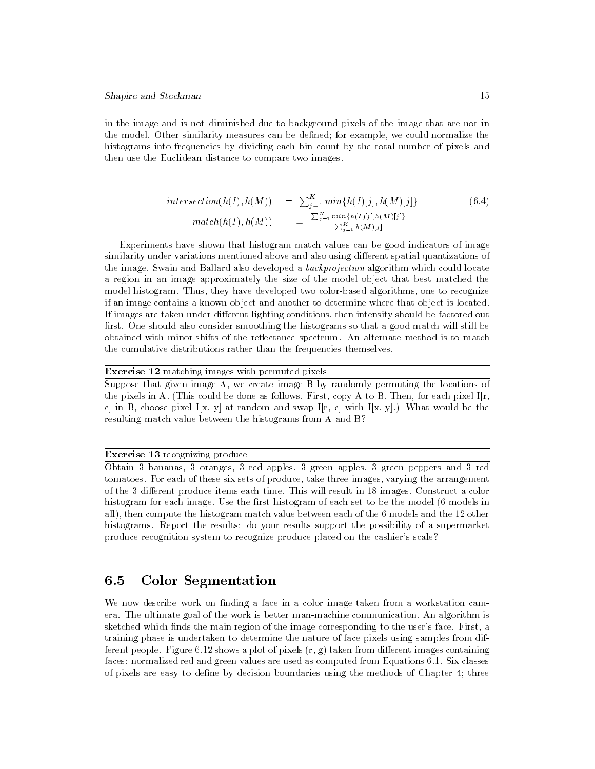in the image and is not diminished due to background pixels of the image that are not in the model. Other similarity measures can be defined; for example, we could normalize the histograms into frequencies by dividing each bin count by the total number of pixels and then use the Euclidean distance to compare two images.

$$\begin{aligned} intersection(h(I), h(M)) &= \sum_{j=1}^{K} min\{h(I)[j], h(M)[j]\} \\ match(h(I), h(M)) &= \frac{\sum_{j=1}^{K} min\{h(I)[j], h(M)[j]\}}{\sum_{j=1}^{K} h(M)[j]} \end{aligned} \tag{6.4}$$

Experiments have shown that histogram match values can be good indicators of image similarity under variations mentioned above and also using different spatial quantizations of the image. Swain and Ballard also developed a *backprojection* algorithm which could locate a region in an image approximately the size of the model object that best matched the model histogram. Thus, they have developed two color-based algorithms, one to recognize if an image contains a known object and another to determine where that object is located. If images are taken under different lighting conditions, then intensity should be factored out first. One should also consider smoothing the histograms so that a good match will still be obtained with minor shifts of the reflectance spectrum. An alternate method is to match the cumulative distributions rather than the frequencies themselves.

---

**Exercise 12** matching images with permuted pixels

Suppose that given image A, we create image B by randomly permuting the locations of the pixels in A. (This could be done as follows. First, copy A to B. Then, for each pixel I[r, c] in B, choose pixel I[x, y] at random and swap I[r, c] with I[x, y].) What would be the resulting match value between the histograms from A and B?

---

**Exercise 13** recognizing produce

Obtain 3 bananas, 3 oranges, 3 red apples, 3 green apples, 3 green peppers and 3 red tomatoes. For each of these six sets of produce, take three images, varying the arrangement of the 3 different produce items each time. This will result in 18 images. Construct a color histogram for each image. Use the first histogram of each set to be the model (6 models in all), then compute the histogram match value between each of the 6 models and the 12 other histograms. Report the results: do your results support the possibility of a supermarket produce recognition system to recognize produce placed on the cashier's scale?

---

## 6.5 Color Segmentation

We now describe work on finding a face in a color image taken from a workstation camera. The ultimate goal of the work is better man-machine communication. An algorithm is sketched which finds the main region of the image corresponding to the user's face. First, a training phase is undertaken to determine the nature of face pixels using samples from different people. Figure 6.12 shows a plot of pixels (r, g) taken from different images containing faces: normalized red and green values are used as computed from Equations 6.1. Six classes of pixels are easy to define by decision boundaries using the methods of Chapter 4; three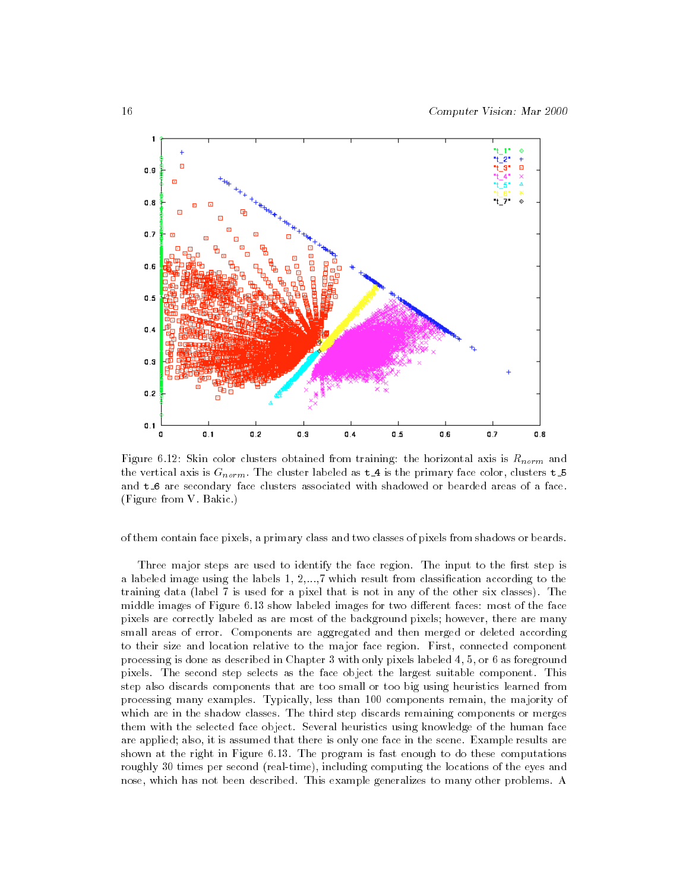Figure 6.12: Skin color clusters obtained from training: the horizontal axis is $R_{norm}$ and the vertical axis is $G_{norm}$. The cluster labeled as `t_4` is the primary face color, clusters `t_5` and `t_6` are secondary face clusters associated with shadowed or bearded areas of a face. (Figure from V. Bakic.)

of them contain face pixels, a primary class and two classes of pixels from shadows or beards.

Three major steps are used to identify the face region. The input to the first step is a labeled image using the labels 1, 2,...,7 which result from classification according to the training data (label 7 is used for a pixel that is not in any of the other six classes). The middle images of Figure 6.13 show labeled images for two different faces: most of the face pixels are correctly labeled as are most of the background pixels; however, there are many small areas of error. Components are aggregated and then merged or deleted according to their size and location relative to the major face region. First, connected component processing is done as described in Chapter 3 with only pixels labeled 4, 5, or 6 as foreground pixels. The second step selects as the face object the largest suitable component. This step also discards components that are too small or too big using heuristics learned from processing many examples. Typically, less than 100 components remain, the majority of which are in the shadow classes. The third step discards remaining components or merges them with the selected face object. Several heuristics using knowledge of the human face are applied; also, it is assumed that there is only one face in the scene. Example results are shown at the right in Figure 6.13. The program is fast enough to do these computations roughly 30 times per second (real-time), including computing the locations of the eyes and nose, which has not been described. This example generalizes to many other problems. A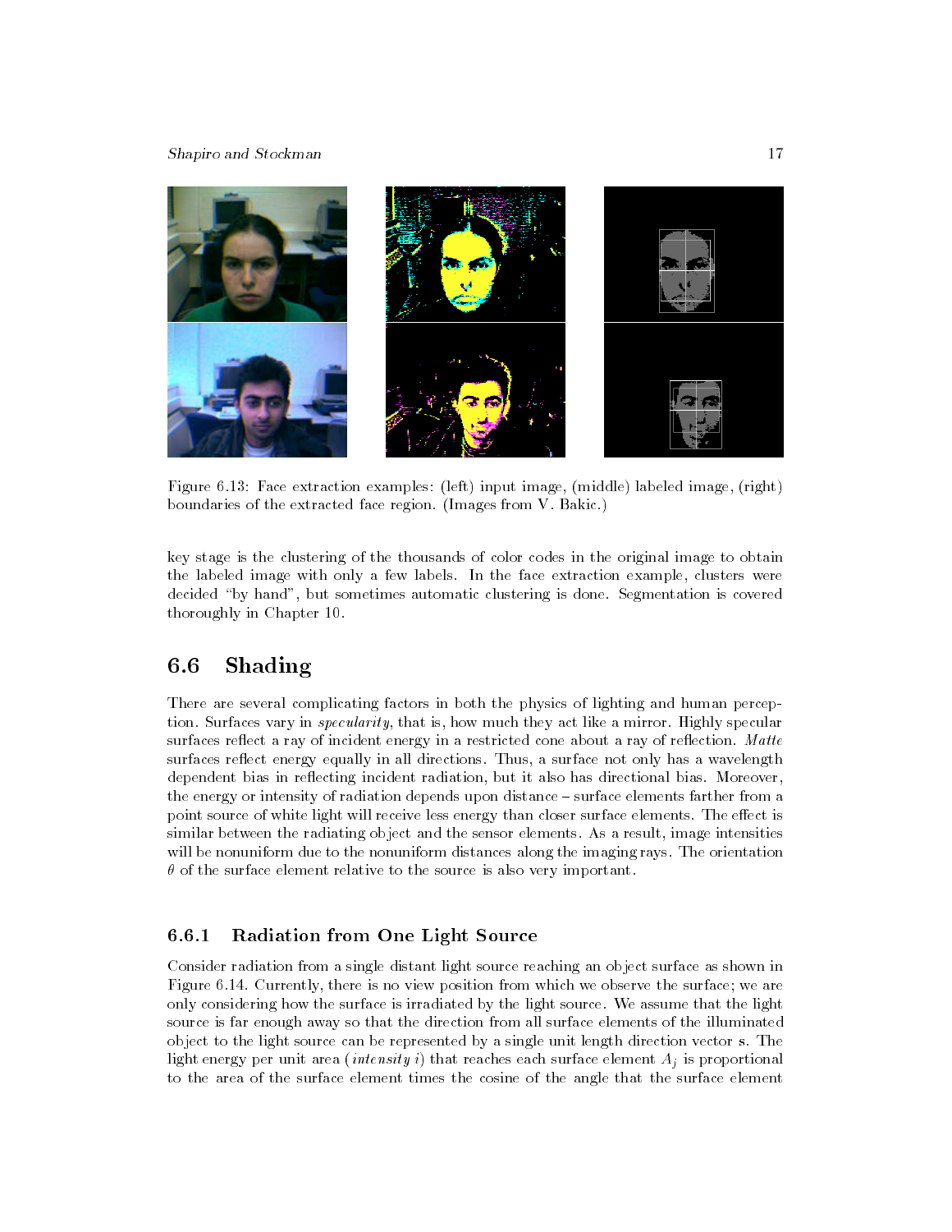Figure 6.13: Face extraction examples: (left) input image, (middle) labeled image, (right) boundaries of the extracted face region. (Images from V. Bakic.)

key stage is the clustering of the thousands of color codes in the original image to obtain the labeled image with only a few labels. In the face extraction example, clusters were decided "by hand", but sometimes automatic clustering is done. Segmentation is covered thoroughly in Chapter 10.

## 6.6 Shading

There are several complicating factors in both the physics of lighting and human perception. Surfaces vary in *specularity*, that is, how much they act like a mirror. Highly specular surfaces reflect a ray of incident energy in a restricted cone about a ray of reflection. *Matte* surfaces reflect energy equally in all directions. Thus, a surface not only has a wavelength dependent bias in reflecting incident radiation, but it also has directional bias. Moreover, the energy or intensity of radiation depends upon distance – surface elements farther from a point source of white light will receive less energy than closer surface elements. The effect is similar between the radiating object and the sensor elements. As a result, image intensities will be nonuniform due to the nonuniform distances along the imaging rays. The orientation $\theta$ of the surface element relative to the source is also very important.

### 6.6.1 Radiation from One Light Source

Consider radiation from a single distant light source reaching an object surface as shown in Figure 6.14. Currently, there is no view position from which we observe the surface; we are only considering how the surface is irradiated by the light source. We assume that the light source is far enough away so that the direction from all surface elements of the illuminated object to the light source can be represented by a single unit length direction vector $\mathbf{s}$. The light energy per unit area (*intensity* $i$) that reaches each surface element $A_j$ is proportional to the area of the surface element times the cosine of the angle that the surface element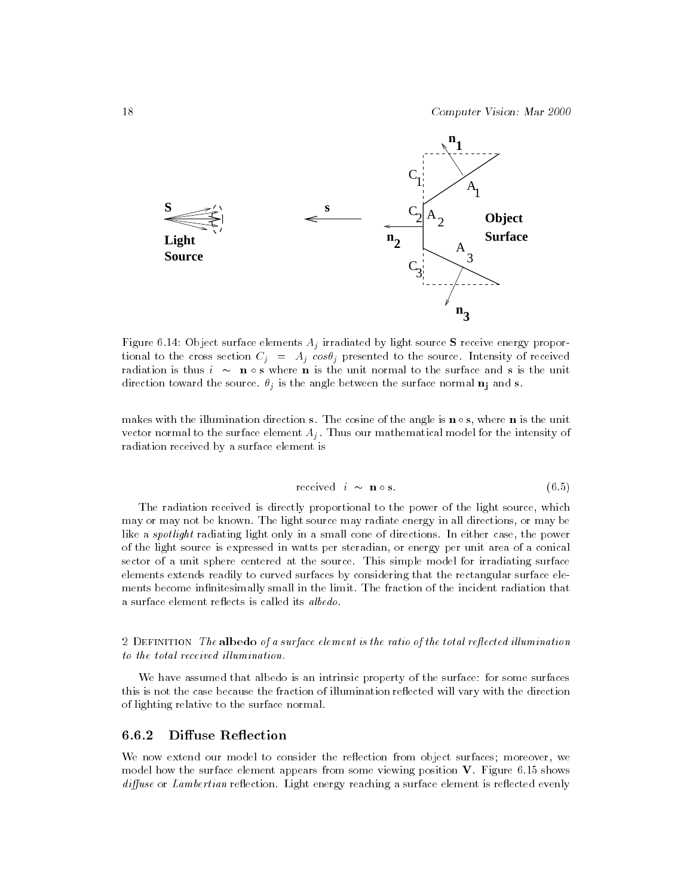Figure 6.14: Object surface elements $A_j$ irradiated by light source **S** receive energy proportional to the cross section $C_j = A_j \cos\theta_j$ presented to the source. Intensity of received radiation is thus $i \sim \mathbf{n} \circ \mathbf{s}$ where **n** is the unit normal to the surface and **s** is the unit direction toward the source. $\theta_j$ is the angle between the surface normal $\mathbf{n_j}$ and **s**.

makes with the illumination direction **s**. The cosine of the angle is $\mathbf{n} \circ \mathbf{s}$, where **n** is the unit vector normal to the surface element $A_j$. Thus our mathematical model for the intensity of radiation received by a surface element is

$$\text{received } i \sim \mathbf{n} \circ \mathbf{s}. \tag{6.5}$$

The radiation received is directly proportional to the power of the light source, which may or may not be known. The light source may radiate energy in all directions, or may be like a *spotlight* radiating light only in a small cone of directions. In either case, the power of the light source is expressed in watts per steradian, or energy per unit area of a conical sector of a unit sphere centered at the source. This simple model for irradiating surface elements extends readily to curved surfaces by considering that the rectangular surface elements become infinitesimally small in the limit. The fraction of the incident radiation that a surface element reflects is called its *albedo*.

2 Definition *The* **albedo** *of a surface element is the ratio of the total reflected illumination to the total received illumination.*

We have assumed that albedo is an intrinsic property of the surface: for some surfaces this is not the case because the fraction of illumination reflected will vary with the direction of lighting relative to the surface normal.

### 6.6.2 Diffuse Reflection

We now extend our model to consider the reflection from object surfaces; moreover, we model how the surface element appears from some viewing position **V**. Figure 6.15 shows *diffuse* or *Lambertian* reflection. Light energy reaching a surface element is reflected evenly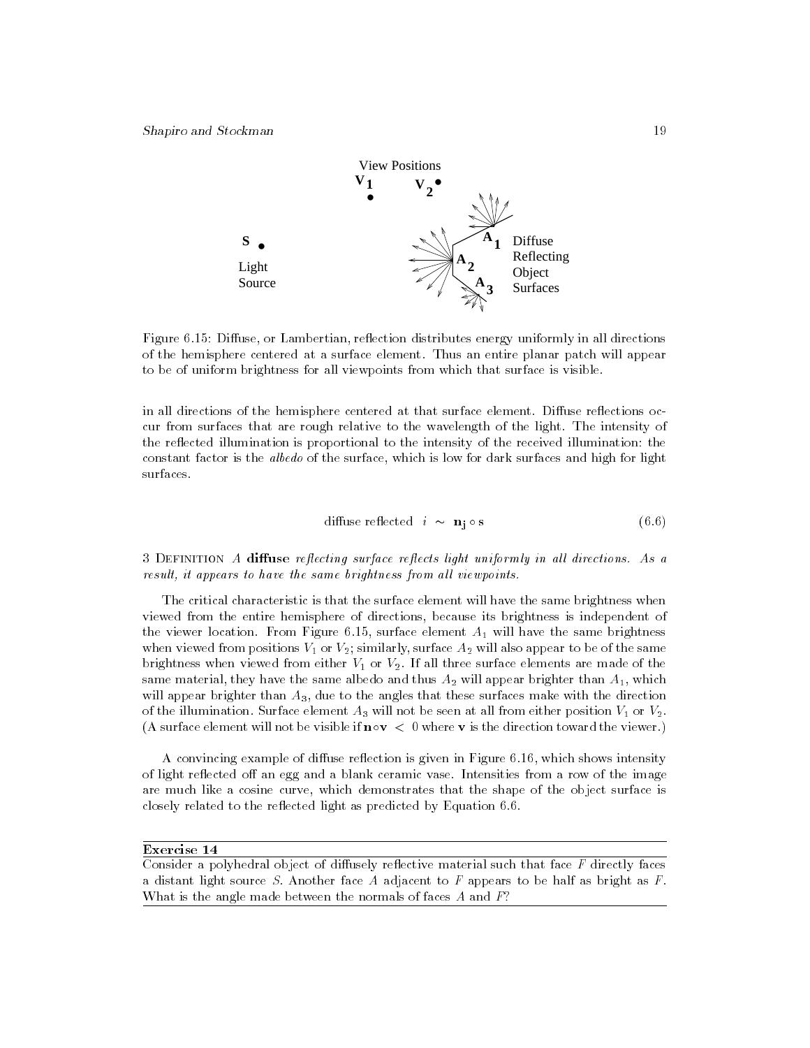Figure 6.15: Diffuse, or Lambertian, reflection distributes energy uniformly in all directions of the hemisphere centered at a surface element. Thus an entire planar patch will appear to be of uniform brightness for all viewpoints from which that surface is visible.

in all directions of the hemisphere centered at that surface element. Diffuse reflections occur from surfaces that are rough relative to the wavelength of the light. The intensity of the reflected illumination is proportional to the intensity of the received illumination: the constant factor is the *albedo* of the surface, which is low for dark surfaces and high for light surfaces.

$$\text{diffuse reflected} \;\; i \;\sim\; \mathbf{n_j} \circ \mathbf{s} \tag{6.6}$$

3 Definition *A* **diffuse** *reflecting surface reflects light uniformly in all directions. As a result, it appears to have the same brightness from all viewpoints.*

The critical characteristic is that the surface element will have the same brightness when viewed from the entire hemisphere of directions, because its brightness is independent of the viewer location. From Figure 6.15, surface element $A_1$ will have the same brightness when viewed from positions $V_1$ or $V_2$; similarly, surface $A_2$ will also appear to be of the same brightness when viewed from either $V_1$ or $V_2$. If all three surface elements are made of the same material, they have the same albedo and thus $A_2$ will appear brighter than $A_1$, which will appear brighter than $A_3$, due to the angles that these surfaces make with the direction of the illumination. Surface element $A_3$ will not be seen at all from either position $V_1$ or $V_2$. (A surface element will not be visible if $\mathbf{n} \circ \mathbf{v} < 0$ where $\mathbf{v}$ is the direction toward the viewer.)

A convincing example of diffuse reflection is given in Figure 6.16, which shows intensity of light reflected off an egg and a blank ceramic vase. Intensities from a row of the image are much like a cosine curve, which demonstrates that the shape of the object surface is closely related to the reflected light as predicted by Equation 6.6.

**Exercise 14**

Consider a polyhedral object of diffusely reflective material such that face $F$ directly faces a distant light source $S$. Another face $A$ adjacent to $F$ appears to be half as bright as $F$. What is the angle made between the normals of faces $A$ and $F$?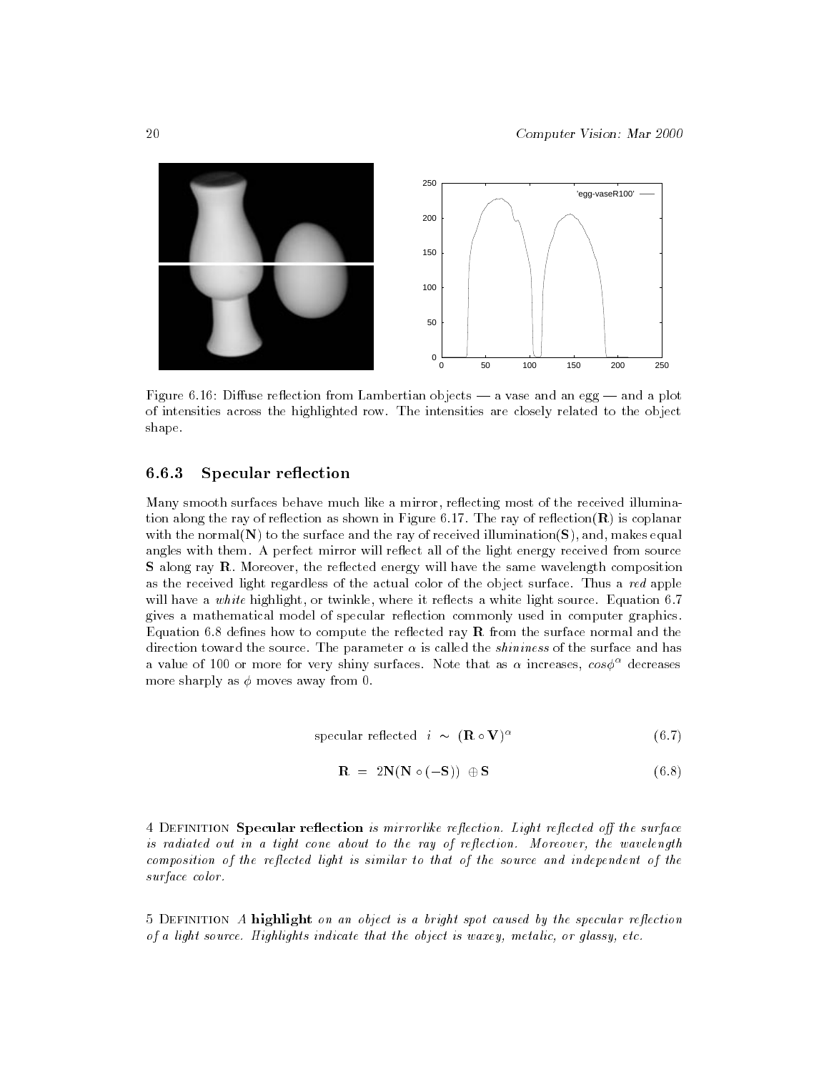Figure 6.16: Diffuse reflection from Lambertian objects — a vase and an egg — and a plot of intensities across the highlighted row. The intensities are closely related to the object shape.

### 6.6.3 Specular reflection

Many smooth surfaces behave much like a mirror, reflecting most of the received illumination along the ray of reflection as shown in Figure 6.17. The ray of reflection($\mathbf{R}$) is coplanar with the normal($\mathbf{N}$) to the surface and the ray of received illumination($\mathbf{S}$), and, makes equal angles with them. A perfect mirror will reflect all of the light energy received from source $\mathbf{S}$ along ray $\mathbf{R}$. Moreover, the reflected energy will have the same wavelength composition as the received light regardless of the actual color of the object surface. Thus a *red* apple will have a *white* highlight, or twinkle, where it reflects a white light source. Equation 6.7 gives a mathematical model of specular reflection commonly used in computer graphics. Equation 6.8 defines how to compute the reflected ray $\mathbf{R}$ from the surface normal and the direction toward the source. The parameter $\alpha$ is called the *shininess* of the surface and has a value of 100 or more for very shiny surfaces. Note that as $\alpha$ increases, $cos\phi^{\alpha}$ decreases more sharply as $\phi$ moves away from 0.

$$\text{specular reflected} \quad i \; \sim \; (\mathbf{R} \circ \mathbf{V})^{\alpha} \tag{6.7}$$

$$\mathbf{R} \; = \; 2\mathbf{N}(\mathbf{N} \circ (-\mathbf{S})) \; \oplus \mathbf{S} \tag{6.8}$$

4 Definition **Specular reflection** *is mirrorlike reflection. Light reflected off the surface is radiated out in a tight cone about to the ray of reflection. Moreover, the wavelength composition of the reflected light is similar to that of the source and independent of the surface color.*

5 Definition *A* **highlight** *on an object is a bright spot caused by the specular reflection of a light source. Highlights indicate that the object is waxey, metalic, or glassy, etc.*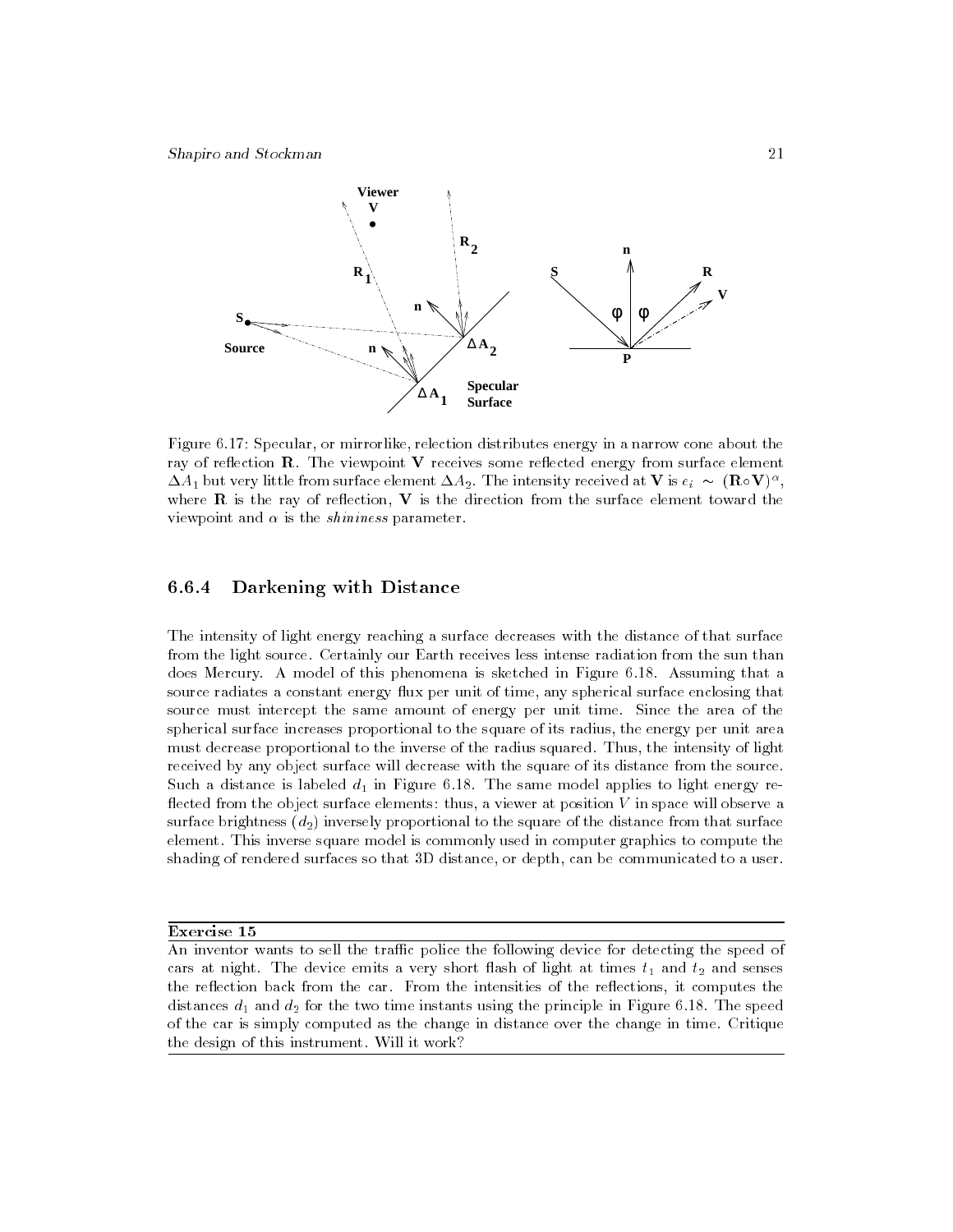Figure 6.17: Specular, or mirrorlike, relection distributes energy in a narrow cone about the ray of reflection **R**. The viewpoint **V** receives some reflected energy from surface element $\Delta A_1$ but very little from surface element $\Delta A_2$. The intensity received at **V** is $e_i \sim (\mathbf{R} \circ \mathbf{V})^\alpha$, where **R** is the ray of reflection, **V** is the direction from the surface element toward the viewpoint and $\alpha$ is the *shininess* parameter.

### 6.6.4 Darkening with Distance

The intensity of light energy reaching a surface decreases with the distance of that surface from the light source. Certainly our Earth receives less intense radiation from the sun than does Mercury. A model of this phenomena is sketched in Figure 6.18. Assuming that a source radiates a constant energy flux per unit of time, any spherical surface enclosing that source must intercept the same amount of energy per unit time. Since the area of the spherical surface increases proportional to the square of its radius, the energy per unit area must decrease proportional to the inverse of the radius squared. Thus, the intensity of light received by any object surface will decrease with the square of its distance from the source. Such a distance is labeled $d_1$ in Figure 6.18. The same model applies to light energy reflected from the object surface elements: thus, a viewer at position $V$ in space will observe a surface brightness ($d_2$) inversely proportional to the square of the distance from that surface element. This inverse square model is commonly used in computer graphics to compute the shading of rendered surfaces so that 3D distance, or depth, can be communicated to a user.

---

**Exercise 15**

An inventor wants to sell the traffic police the following device for detecting the speed of cars at night. The device emits a very short flash of light at times $t_1$ and $t_2$ and senses the reflection back from the car. From the intensities of the reflections, it computes the distances $d_1$ and $d_2$ for the two time instants using the principle in Figure 6.18. The speed of the car is simply computed as the change in distance over the change in time. Critique the design of this instrument. Will it work?

---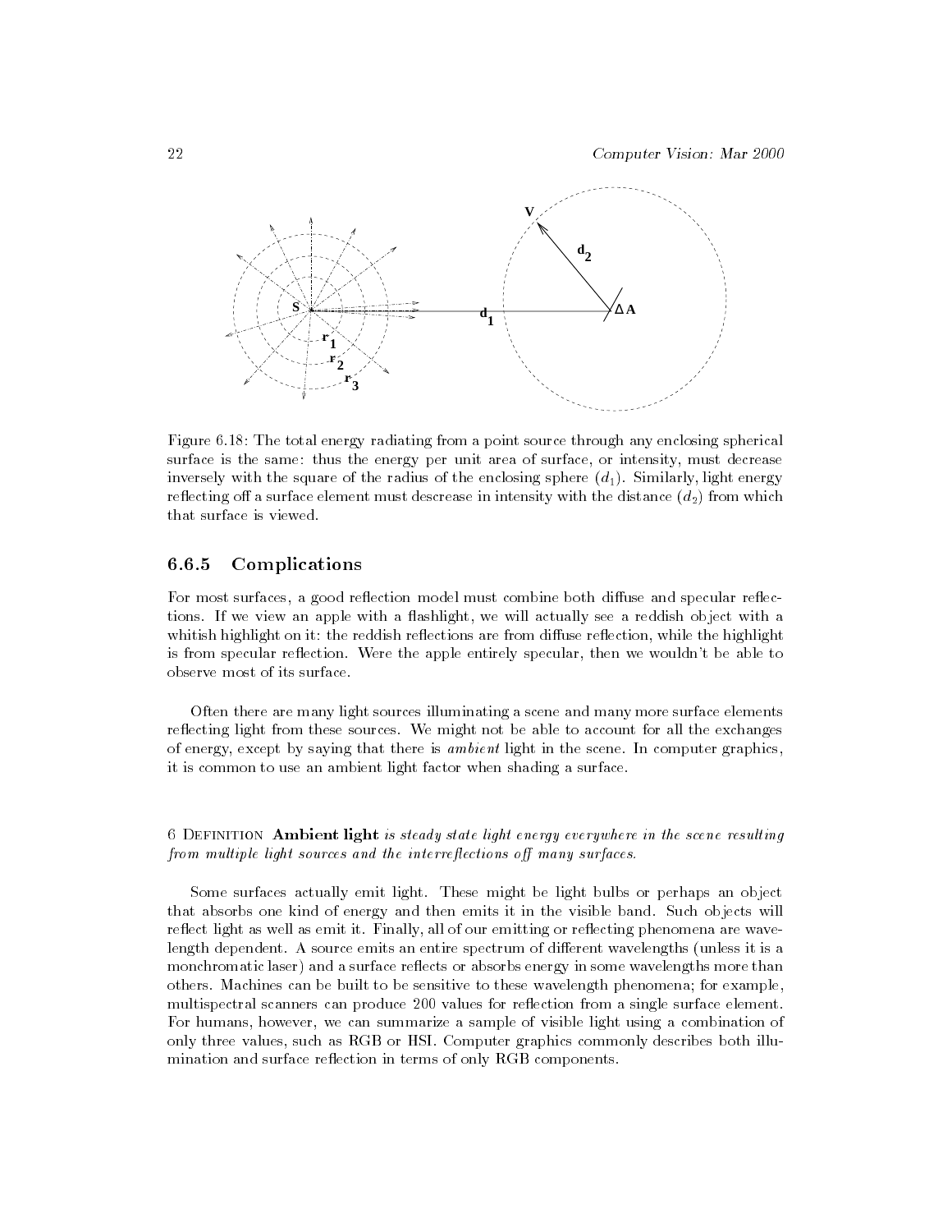Figure 6.18: The total energy radiating from a point source through any enclosing spherical surface is the same: thus the energy per unit area of surface, or intensity, must decrease inversely with the square of the radius of the enclosing sphere ($d_1$). Similarly, light energy reflecting off a surface element must descrease in intensity with the distance ($d_2$) from which that surface is viewed.

### 6.6.5 Complications

For most surfaces, a good reflection model must combine both diffuse and specular reflections. If we view an apple with a flashlight, we will actually see a reddish object with a whitish highlight on it: the reddish reflections are from diffuse reflection, while the highlight is from specular reflection. Were the apple entirely specular, then we wouldn't be able to observe most of its surface.

Often there are many light sources illuminating a scene and many more surface elements reflecting light from these sources. We might not be able to account for all the exchanges of energy, except by saying that there is *ambient* light in the scene. In computer graphics, it is common to use an ambient light factor when shading a surface.

6 Definition **Ambient light** *is steady state light energy everywhere in the scene resulting from multiple light sources and the interreflections off many surfaces.*

Some surfaces actually emit light. These might be light bulbs or perhaps an object that absorbs one kind of energy and then emits it in the visible band. Such objects will reflect light as well as emit it. Finally, all of our emitting or reflecting phenomena are wavelength dependent. A source emits an entire spectrum of different wavelengths (unless it is a monchromatic laser) and a surface reflects or absorbs energy in some wavelengths more than others. Machines can be built to be sensitive to these wavelength phenomena; for example, multispectral scanners can produce 200 values for reflection from a single surface element. For humans, however, we can summarize a sample of visible light using a combination of only three values, such as RGB or HSI. Computer graphics commonly describes both illumination and surface reflection in terms of only RGB components.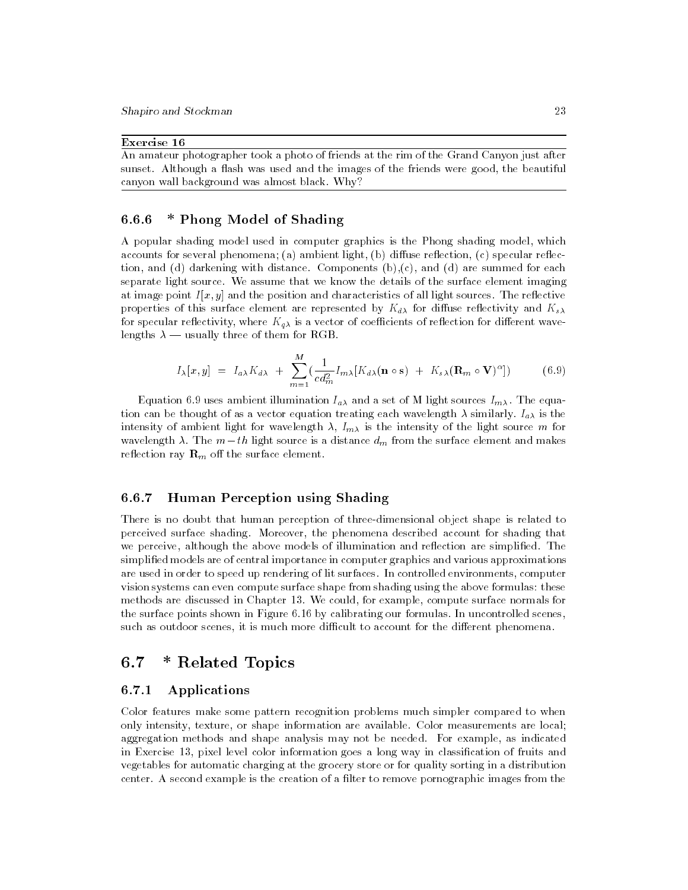**Exercise 16**

An amateur photographer took a photo of friends at the rim of the Grand Canyon just after sunset. Although a flash was used and the images of the friends were good, the beautiful canyon wall background was almost black. Why?

### 6.6.6 * Phong Model of Shading

A popular shading model used in computer graphics is the Phong shading model, which accounts for several phenomena; (a) ambient light, (b) diffuse reflection, (c) specular reflection, and (d) darkening with distance. Components (b),(c), and (d) are summed for each separate light source. We assume that we know the details of the surface element imaging at image point $I[x, y]$ and the position and characteristics of all light sources. The reflective properties of this surface element are represented by $K_{d\lambda}$ for diffuse reflectivity and $K_{s\lambda}$ for specular reflectivity, where $K_{q\lambda}$ is a vector of coefficients of reflection for different wavelengths $\lambda$ — usually three of them for RGB.

$$I_{\lambda}[x, y] \; = \; I_{a\lambda} K_{d\lambda} \; + \; \sum_{m=1}^{M} \left( \frac{1}{c d_m^2} I_{m\lambda} [K_{d\lambda} (\mathbf{n} \circ \mathbf{s}) \; + \; K_{s\lambda} (\mathbf{R}_m \circ \mathbf{V})^{\alpha}] \right) \tag{6.9}$$

Equation 6.9 uses ambient illumination $I_{a\lambda}$ and a set of M light sources $I_{m\lambda}$. The equation can be thought of as a vector equation treating each wavelength $\lambda$ similarly. $I_{a\lambda}$ is the intensity of ambient light for wavelength $\lambda$, $I_{m\lambda}$ is the intensity of the light source $m$ for wavelength $\lambda$. The $m-th$ light source is a distance $d_m$ from the surface element and makes reflection ray $\mathbf{R}_m$ off the surface element.

### 6.6.7 Human Perception using Shading

There is no doubt that human perception of three-dimensional object shape is related to perceived surface shading. Moreover, the phenomena described account for shading that we perceive, although the above models of illumination and reflection are simplified. The simplified models are of central importance in computer graphics and various approximations are used in order to speed up rendering of lit surfaces. In controlled environments, computer vision systems can even compute surface shape from shading using the above formulas: these methods are discussed in Chapter 13. We could, for example, compute surface normals for the surface points shown in Figure 6.16 by calibrating our formulas. In uncontrolled scenes, such as outdoor scenes, it is much more difficult to account for the different phenomena.

## 6.7 * Related Topics

### 6.7.1 Applications

Color features make some pattern recognition problems much simpler compared to when only intensity, texture, or shape information are available. Color measurements are local; aggregation methods and shape analysis may not be needed. For example, as indicated in Exercise 13, pixel level color information goes a long way in classification of fruits and vegetables for automatic charging at the grocery store or for quality sorting in a distribution center. A second example is the creation of a filter to remove pornographic images from the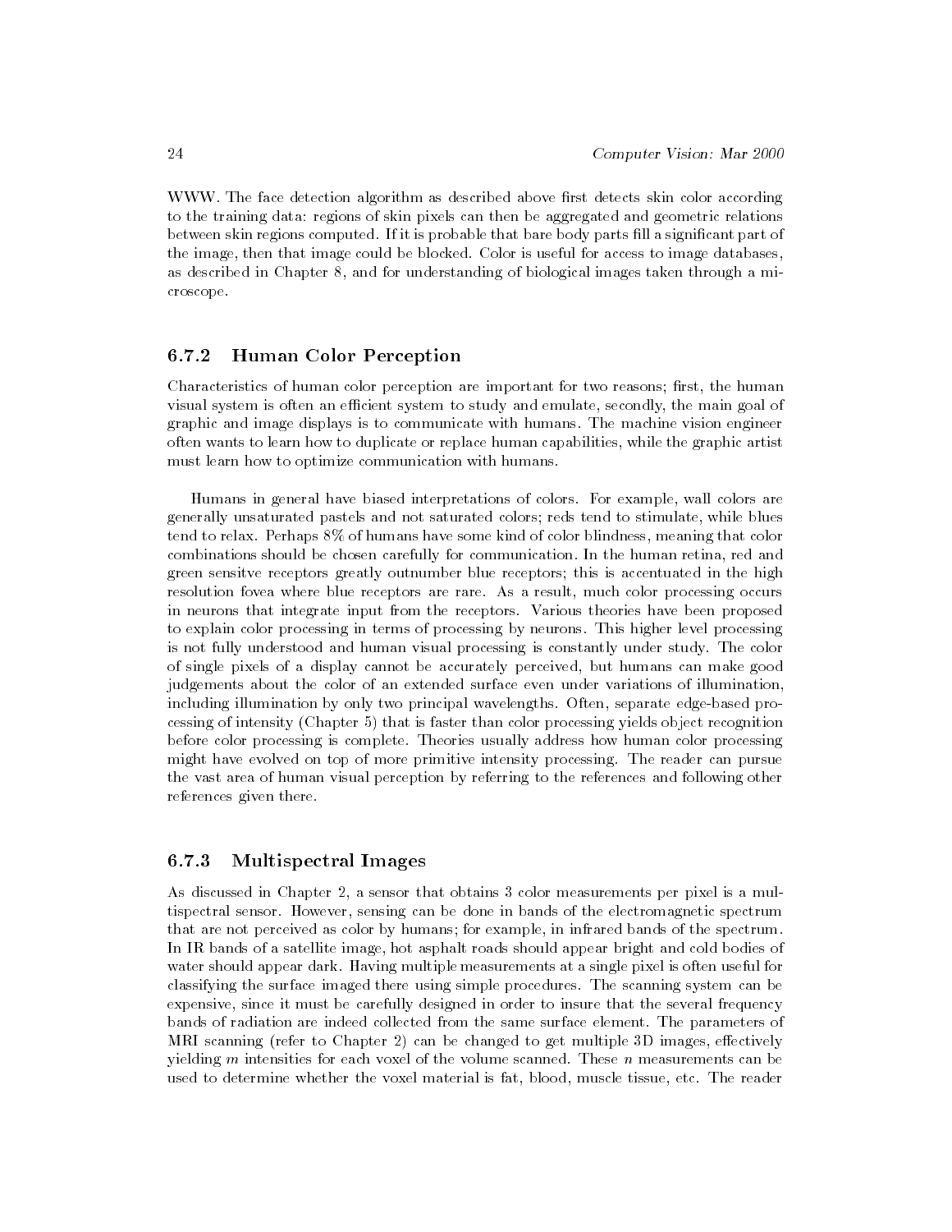WWW. The face detection algorithm as described above first detects skin color according to the training data: regions of skin pixels can then be aggregated and geometric relations between skin regions computed. If it is probable that bare body parts fill a significant part of the image, then that image could be blocked. Color is useful for access to image databases, as described in Chapter 8, and for understanding of biological images taken through a microscope.

### 6.7.2 Human Color Perception

Characteristics of human color perception are important for two reasons; first, the human visual system is often an efficient system to study and emulate, secondly, the main goal of graphic and image displays is to communicate with humans. The machine vision engineer often wants to learn how to duplicate or replace human capabilities, while the graphic artist must learn how to optimize communication with humans.

Humans in general have biased interpretations of colors. For example, wall colors are generally unsaturated pastels and not saturated colors; reds tend to stimulate, while blues tend to relax. Perhaps 8% of humans have some kind of color blindness, meaning that color combinations should be chosen carefully for communication. In the human retina, red and green sensitve receptors greatly outnumber blue receptors; this is accentuated in the high resolution fovea where blue receptors are rare. As a result, much color processing occurs in neurons that integrate input from the receptors. Various theories have been proposed to explain color processing in terms of processing by neurons. This higher level processing is not fully understood and human visual processing is constantly under study. The color of single pixels of a display cannot be accurately perceived, but humans can make good judgements about the color of an extended surface even under variations of illumination, including illumination by only two principal wavelengths. Often, separate edge-based processing of intensity (Chapter 5) that is faster than color processing yields object recognition before color processing is complete. Theories usually address how human color processing might have evolved on top of more primitive intensity processing. The reader can pursue the vast area of human visual perception by referring to the references and following other references given there.

### 6.7.3 Multispectral Images

As discussed in Chapter 2, a sensor that obtains 3 color measurements per pixel is a multispectral sensor. However, sensing can be done in bands of the electromagnetic spectrum that are not perceived as color by humans; for example, in infrared bands of the spectrum. In IR bands of a satellite image, hot asphalt roads should appear bright and cold bodies of water should appear dark. Having multiple measurements at a single pixel is often useful for classifying the surface imaged there using simple procedures. The scanning system can be expensive, since it must be carefully designed in order to insure that the several frequency bands of radiation are indeed collected from the same surface element. The parameters of MRI scanning (refer to Chapter 2) can be changed to get multiple 3D images, effectively yielding $m$ intensities for each voxel of the volume scanned. These $n$ measurements can be used to determine whether the voxel material is fat, blood, muscle tissue, etc. The reader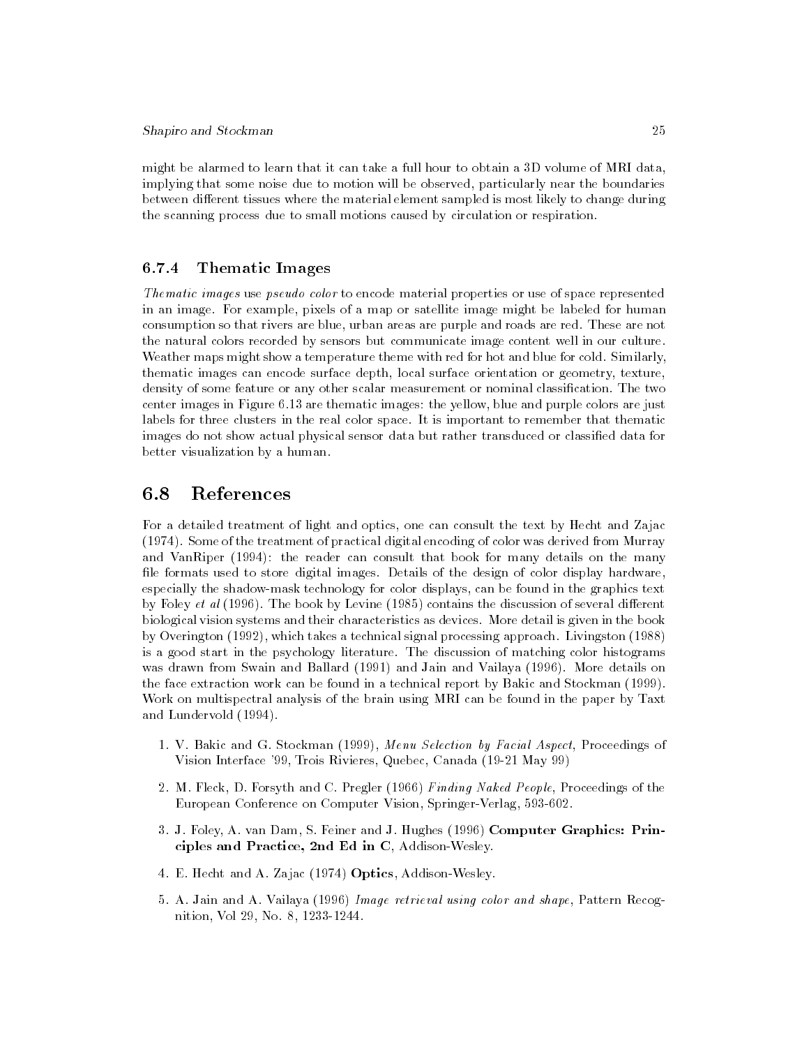might be alarmed to learn that it can take a full hour to obtain a 3D volume of MRI data, implying that some noise due to motion will be observed, particularly near the boundaries between different tissues where the material element sampled is most likely to change during the scanning process due to small motions caused by circulation or respiration.

### 6.7.4 Thematic Images

*Thematic images* use *pseudo color* to encode material properties or use of space represented in an image. For example, pixels of a map or satellite image might be labeled for human consumption so that rivers are blue, urban areas are purple and roads are red. These are not the natural colors recorded by sensors but communicate image content well in our culture. Weather maps might show a temperature theme with red for hot and blue for cold. Similarly, thematic images can encode surface depth, local surface orientation or geometry, texture, density of some feature or any other scalar measurement or nominal classification. The two center images in Figure 6.13 are thematic images: the yellow, blue and purple colors are just labels for three clusters in the real color space. It is important to remember that thematic images do not show actual physical sensor data but rather transduced or classified data for better visualization by a human.

## 6.8 References

For a detailed treatment of light and optics, one can consult the text by Hecht and Zajac (1974). Some of the treatment of practical digital encoding of color was derived from Murray and VanRiper (1994): the reader can consult that book for many details on the many file formats used to store digital images. Details of the design of color display hardware, especially the shadow-mask technology for color displays, can be found in the graphics text by Foley *et al* (1996). The book by Levine (1985) contains the discussion of several different biological vision systems and their characteristics as devices. More detail is given in the book by Overington (1992), which takes a technical signal processing approach. Livingston (1988) is a good start in the psychology literature. The discussion of matching color histograms was drawn from Swain and Ballard (1991) and Jain and Vailaya (1996). More details on the face extraction work can be found in a technical report by Bakic and Stockman (1999). Work on multispectral analysis of the brain using MRI can be found in the paper by Taxt and Lundervold (1994).

1. V. Bakic and G. Stockman (1999), *Menu Selection by Facial Aspect*, Proceedings of Vision Interface '99, Trois Rivieres, Quebec, Canada (19-21 May 99)

2. M. Fleck, D. Forsyth and C. Pregler (1966) *Finding Naked People*, Proceedings of the European Conference on Computer Vision, Springer-Verlag, 593-602.

3. J. Foley, A. van Dam, S. Feiner and J. Hughes (1996) **Computer Graphics: Principles and Practice, 2nd Ed in C**, Addison-Wesley.

4. E. Hecht and A. Zajac (1974) **Optics**, Addison-Wesley.

5. A. Jain and A. Vailaya (1996) *Image retrieval using color and shape*, Pattern Recognition, Vol 29, No. 8, 1233-1244.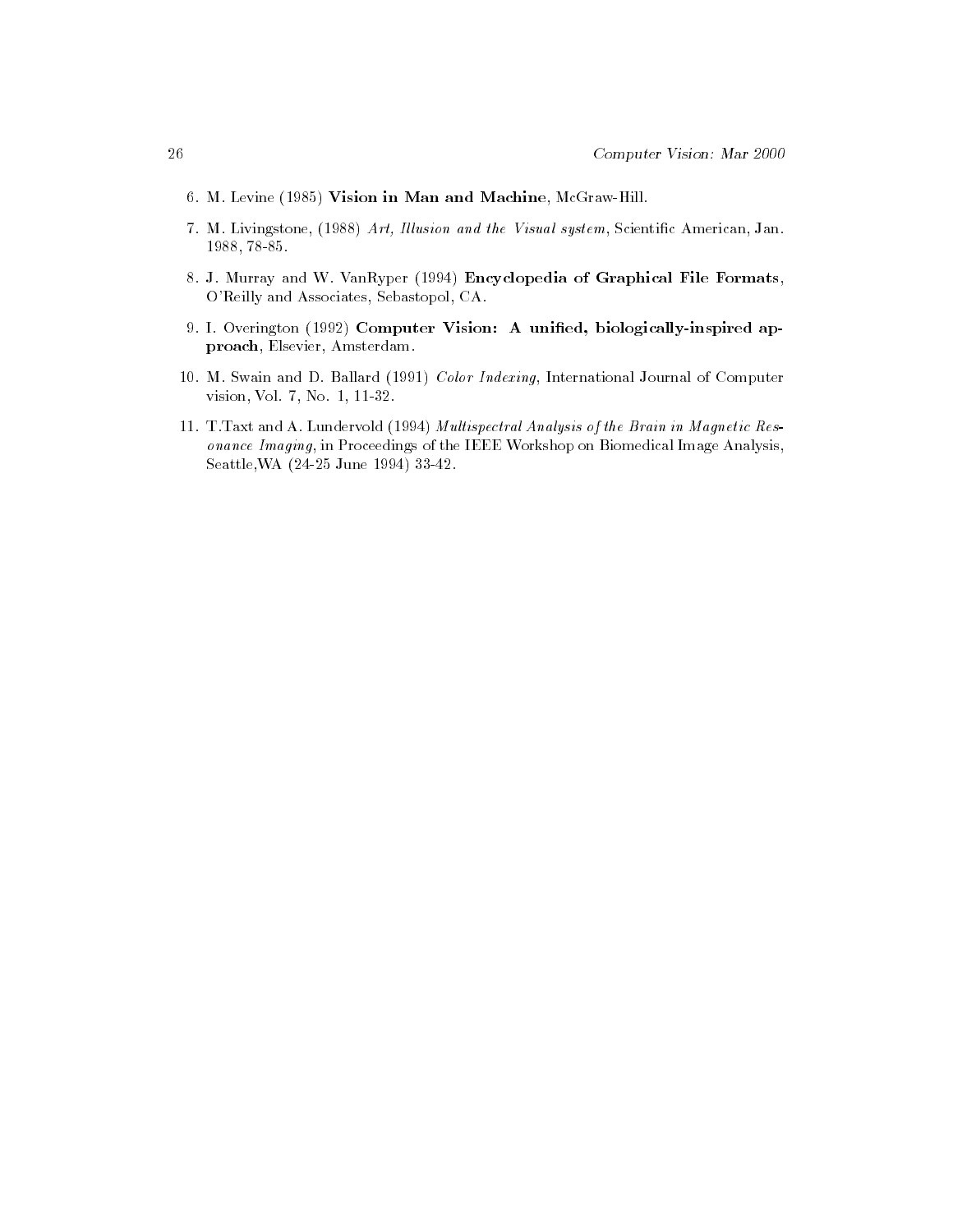6. M. Levine (1985) **Vision in Man and Machine**, McGraw-Hill.

7. M. Livingstone, (1988) *Art, Illusion and the Visual system*, Scientific American, Jan. 1988, 78-85.

8. J. Murray and W. VanRyper (1994) **Encyclopedia of Graphical File Formats**, O'Reilly and Associates, Sebastopol, CA.

9. I. Overington (1992) **Computer Vision: A unified, biologically-inspired approach**, Elsevier, Amsterdam.

10. M. Swain and D. Ballard (1991) *Color Indexing*, International Journal of Computer vision, Vol. 7, No. 1, 11-32.

11. T.Taxt and A. Lundervold (1994) *Multispectral Analysis of the Brain in Magnetic Resonance Imaging*, in Proceedings of the IEEE Workshop on Biomedical Image Analysis, Seattle,WA (24-25 June 1994) 33-42.